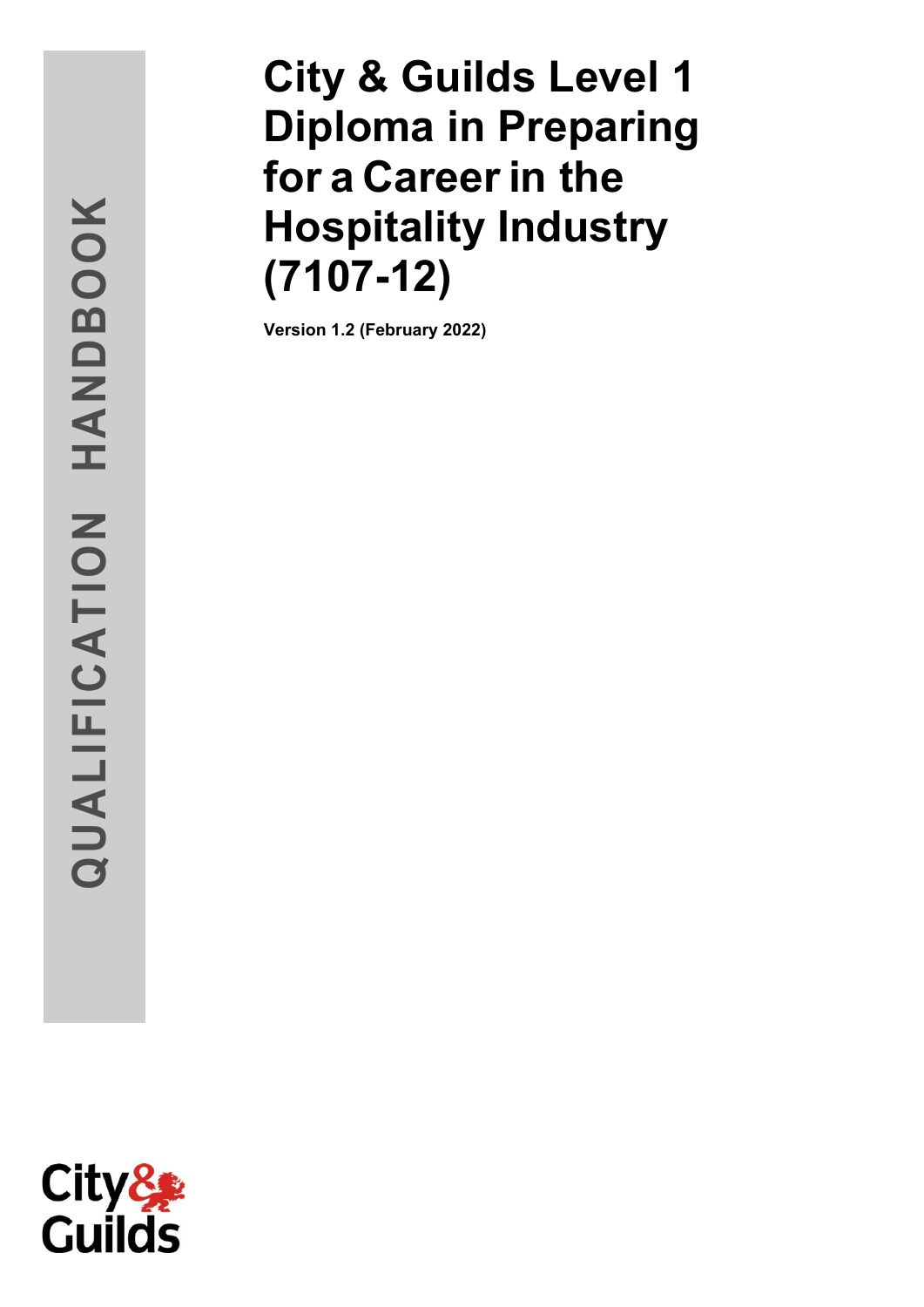QUALIFICATION HANDBOOK

# City & Guilds Level 1 Diploma in Preparing for a Career in the Hospitality Industry (7107-12)

**Version 1.2 (February 2022)**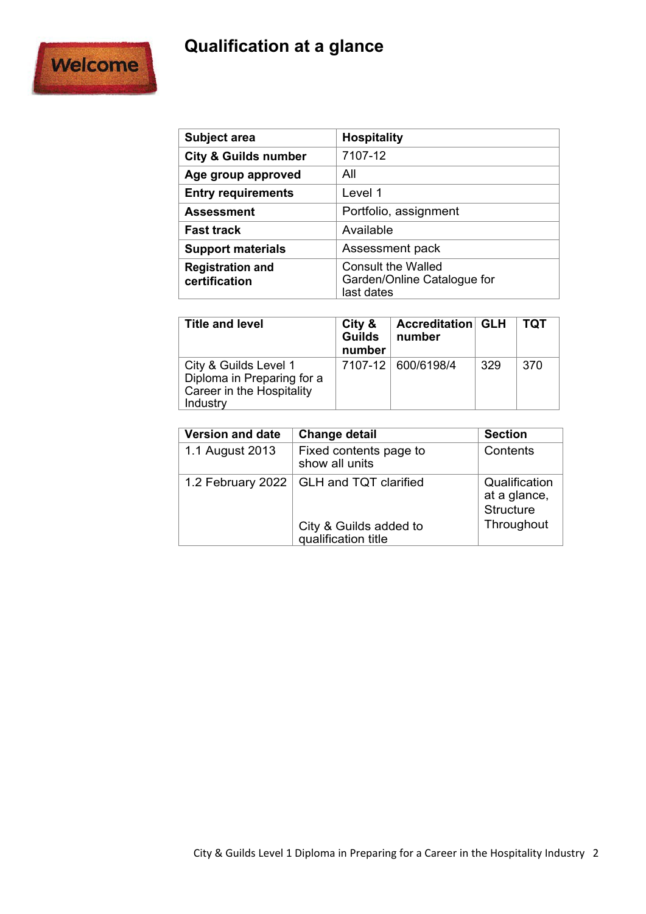# Qualification at a glance

| Subject area | Hospitality |
|---|---|
| City & Guilds number | 7107-12 |
| Age group approved | All |
| Entry requirements | Level 1 |
| Assessment | Portfolio, assignment |
| Fast track | Available |
| Support materials | Assessment pack |
| Registration and certification | Consult the Walled Garden/Online Catalogue for last dates |

| Title and level | City & Guilds number | Accreditation number | GLH | TQT |
|---|---|---|---|---|
| City & Guilds Level 1 Diploma in Preparing for a Career in the Hospitality Industry | 7107-12 | 600/6198/4 | 329 | 370 |

| Version and date | Change detail | Section |
|---|---|---|
| 1.1 August 2013 | Fixed contents page to show all units | Contents |
| 1.2 February 2022 | GLH and TQT clarified | Qualification at a glance, Structure |
| | City & Guilds added to qualification title | Throughout |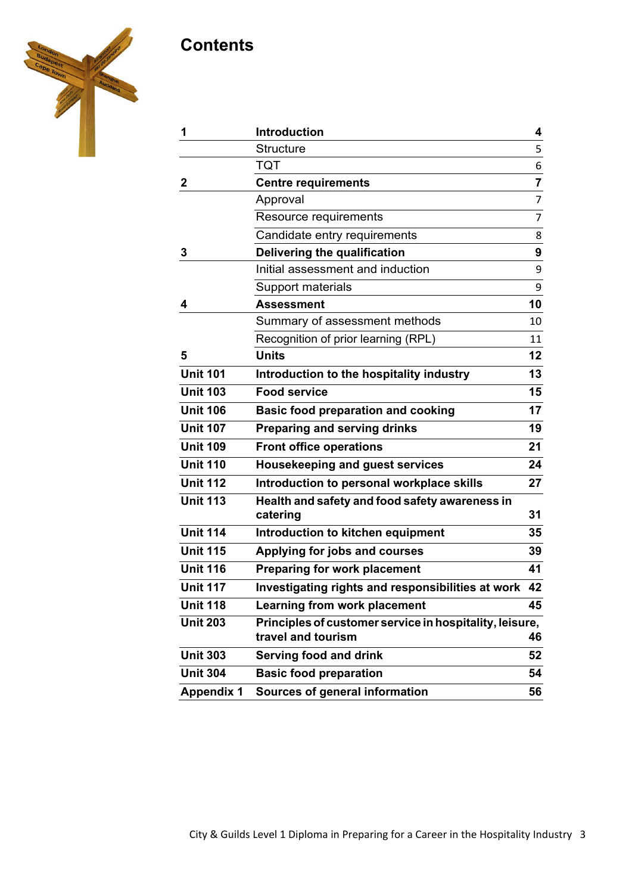# Contents

| | | |
|---|---|---|
| **1** | **Introduction** | **4** |
| | Structure | 5 |
| | TQT | 6 |
| **2** | **Centre requirements** | **7** |
| | Approval | 7 |
| | Resource requirements | 7 |
| | Candidate entry requirements | 8 |
| **3** | **Delivering the qualification** | **9** |
| | Initial assessment and induction | 9 |
| | Support materials | 9 |
| **4** | **Assessment** | **10** |
| | Summary of assessment methods | 10 |
| | Recognition of prior learning (RPL) | 11 |
| **5** | **Units** | **12** |
| **Unit 101** | **Introduction to the hospitality industry** | **13** |
| **Unit 103** | **Food service** | **15** |
| **Unit 106** | **Basic food preparation and cooking** | **17** |
| **Unit 107** | **Preparing and serving drinks** | **19** |
| **Unit 109** | **Front office operations** | **21** |
| **Unit 110** | **Housekeeping and guest services** | **24** |
| **Unit 112** | **Introduction to personal workplace skills** | **27** |
| **Unit 113** | **Health and safety and food safety awareness in catering** | **31** |
| **Unit 114** | **Introduction to kitchen equipment** | **35** |
| **Unit 115** | **Applying for jobs and courses** | **39** |
| **Unit 116** | **Preparing for work placement** | **41** |
| **Unit 117** | **Investigating rights and responsibilities at work** | **42** |
| **Unit 118** | **Learning from work placement** | **45** |
| **Unit 203** | **Principles of customer service in hospitality, leisure, travel and tourism** | **46** |
| **Unit 303** | **Serving food and drink** | **52** |
| **Unit 304** | **Basic food preparation** | **54** |
| **Appendix 1** | **Sources of general information** | **56** |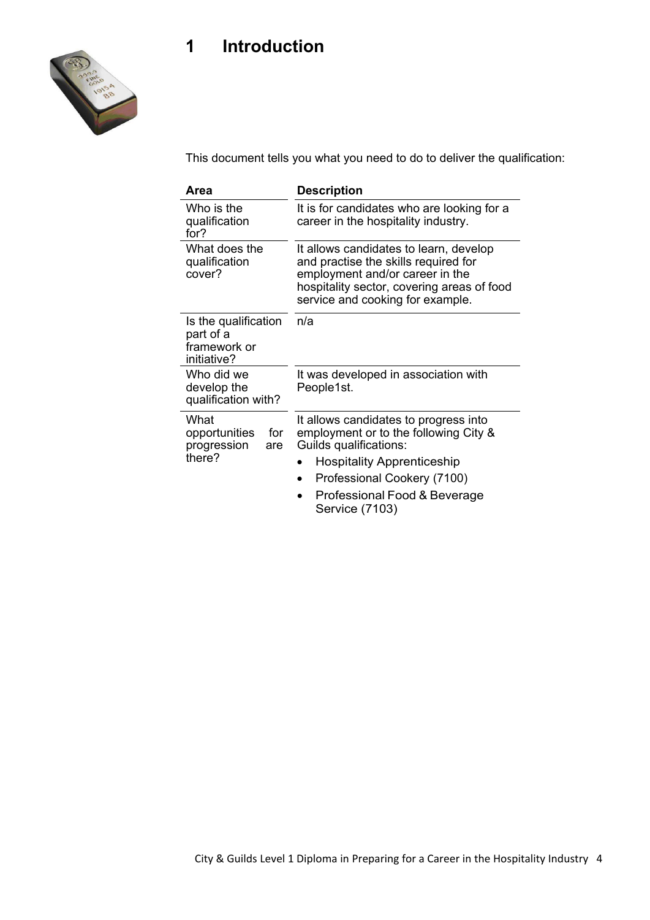# 1 Introduction

This document tells you what you need to do to deliver the qualification:

| Area | Description |
|---|---|
| Who is the qualification for? | It is for candidates who are looking for a career in the hospitality industry. |
| What does the qualification cover? | It allows candidates to learn, develop and practise the skills required for employment and/or career in the hospitality sector, covering areas of food service and cooking for example. |
| Is the qualification part of a framework or initiative? | n/a |
| Who did we develop the qualification with? | It was developed in association with People1st. |
| What opportunities for progression are there? | It allows candidates to progress into employment or to the following City & Guilds qualifications:<br>• Hospitality Apprenticeship<br>• Professional Cookery (7100)<br>• Professional Food & Beverage Service (7103) |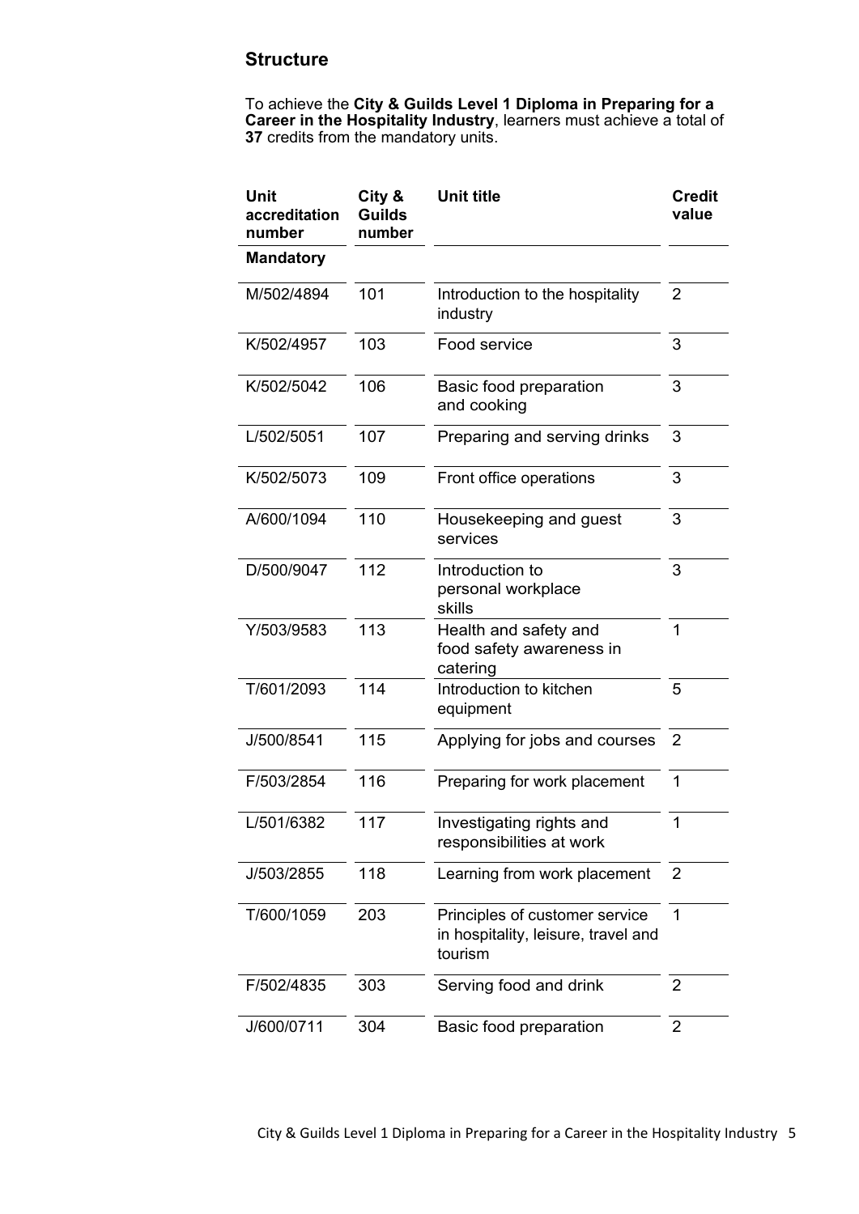## Structure

To achieve the **City & Guilds Level 1 Diploma in Preparing for a Career in the Hospitality Industry**, learners must achieve a total of **37** credits from the mandatory units.

| Unit accreditation number | City & Guilds number | Unit title | Credit value |
|---|---|---|---|
| **Mandatory** | | | |
| M/502/4894 | 101 | Introduction to the hospitality industry | 2 |
| K/502/4957 | 103 | Food service | 3 |
| K/502/5042 | 106 | Basic food preparation and cooking | 3 |
| L/502/5051 | 107 | Preparing and serving drinks | 3 |
| K/502/5073 | 109 | Front office operations | 3 |
| A/600/1094 | 110 | Housekeeping and guest services | 3 |
| D/500/9047 | 112 | Introduction to personal workplace skills | 3 |
| Y/503/9583 | 113 | Health and safety and food safety awareness in catering | 1 |
| T/601/2093 | 114 | Introduction to kitchen equipment | 5 |
| J/500/8541 | 115 | Applying for jobs and courses | 2 |
| F/503/2854 | 116 | Preparing for work placement | 1 |
| L/501/6382 | 117 | Investigating rights and responsibilities at work | 1 |
| J/503/2855 | 118 | Learning from work placement | 2 |
| T/600/1059 | 203 | Principles of customer service in hospitality, leisure, travel and tourism | 1 |
| F/502/4835 | 303 | Serving food and drink | 2 |
| J/600/0711 | 304 | Basic food preparation | 2 |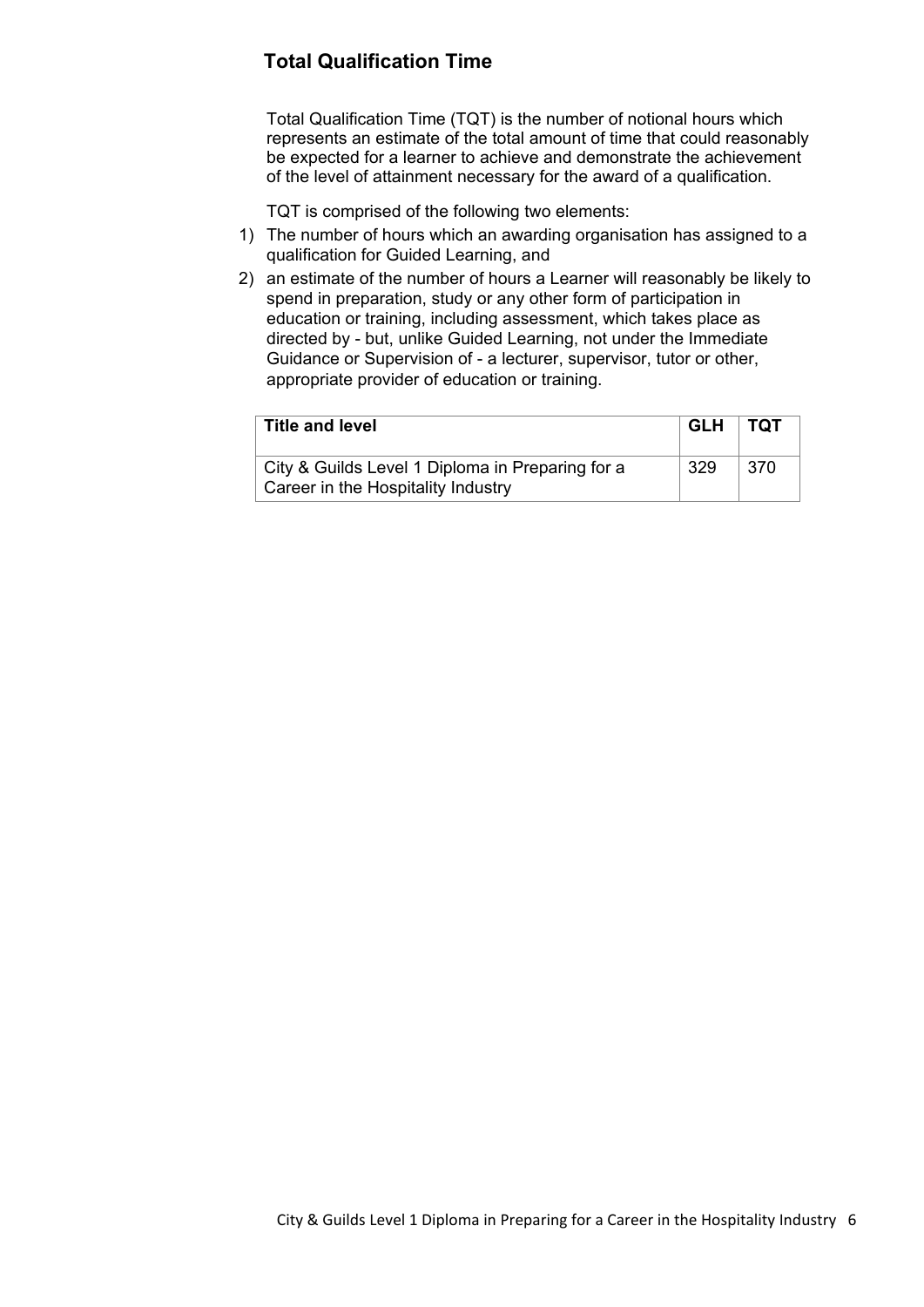## Total Qualification Time

Total Qualification Time (TQT) is the number of notional hours which represents an estimate of the total amount of time that could reasonably be expected for a learner to achieve and demonstrate the achievement of the level of attainment necessary for the award of a qualification.

TQT is comprised of the following two elements:

1) The number of hours which an awarding organisation has assigned to a qualification for Guided Learning, and
2) an estimate of the number of hours a Learner will reasonably be likely to spend in preparation, study or any other form of participation in education or training, including assessment, which takes place as directed by - but, unlike Guided Learning, not under the Immediate Guidance or Supervision of - a lecturer, supervisor, tutor or other, appropriate provider of education or training.

| Title and level | GLH | TQT |
| --- | --- | --- |
| City & Guilds Level 1 Diploma in Preparing for a Career in the Hospitality Industry | 329 | 370 |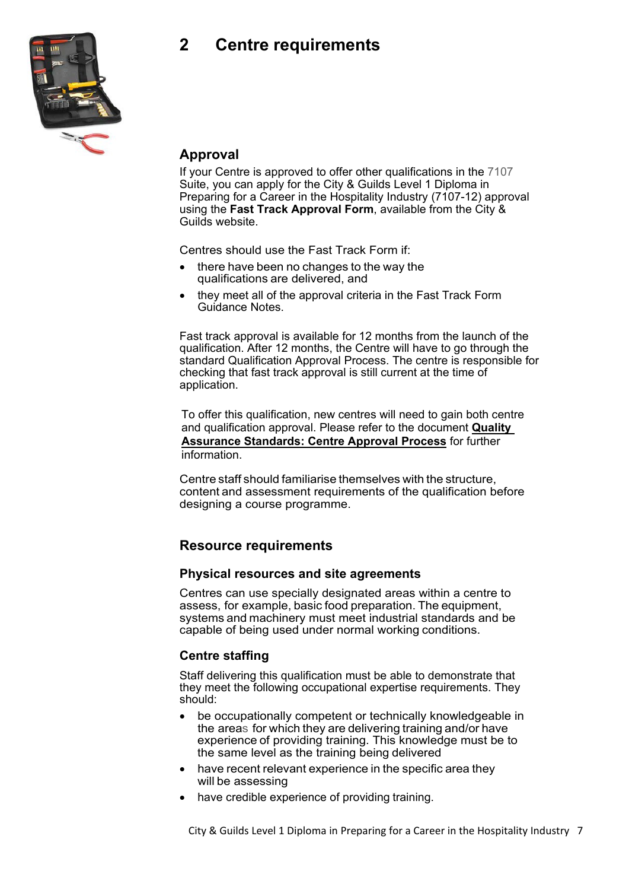# 2 Centre requirements

## Approval

If your Centre is approved to offer other qualifications in the 7107 Suite, you can apply for the City & Guilds Level 1 Diploma in Preparing for a Career in the Hospitality Industry (7107-12) approval using the **Fast Track Approval Form**, available from the City & Guilds website.

Centres should use the Fast Track Form if:

- there have been no changes to the way the qualifications are delivered, and
- they meet all of the approval criteria in the Fast Track Form Guidance Notes.

Fast track approval is available for 12 months from the launch of the qualification. After 12 months, the Centre will have to go through the standard Qualification Approval Process. The centre is responsible for checking that fast track approval is still current at the time of application.

To offer this qualification, new centres will need to gain both centre and qualification approval. Please refer to the document **Quality Assurance Standards: Centre Approval Process** for further information.

Centre staff should familiarise themselves with the structure, content and assessment requirements of the qualification before designing a course programme.

## Resource requirements

### Physical resources and site agreements

Centres can use specially designated areas within a centre to assess, for example, basic food preparation. The equipment, systems and machinery must meet industrial standards and be capable of being used under normal working conditions.

### Centre staffing

Staff delivering this qualification must be able to demonstrate that they meet the following occupational expertise requirements. They should:

- be occupationally competent or technically knowledgeable in the areas for which they are delivering training and/or have experience of providing training. This knowledge must be to the same level as the training being delivered
- have recent relevant experience in the specific area they will be assessing
- have credible experience of providing training.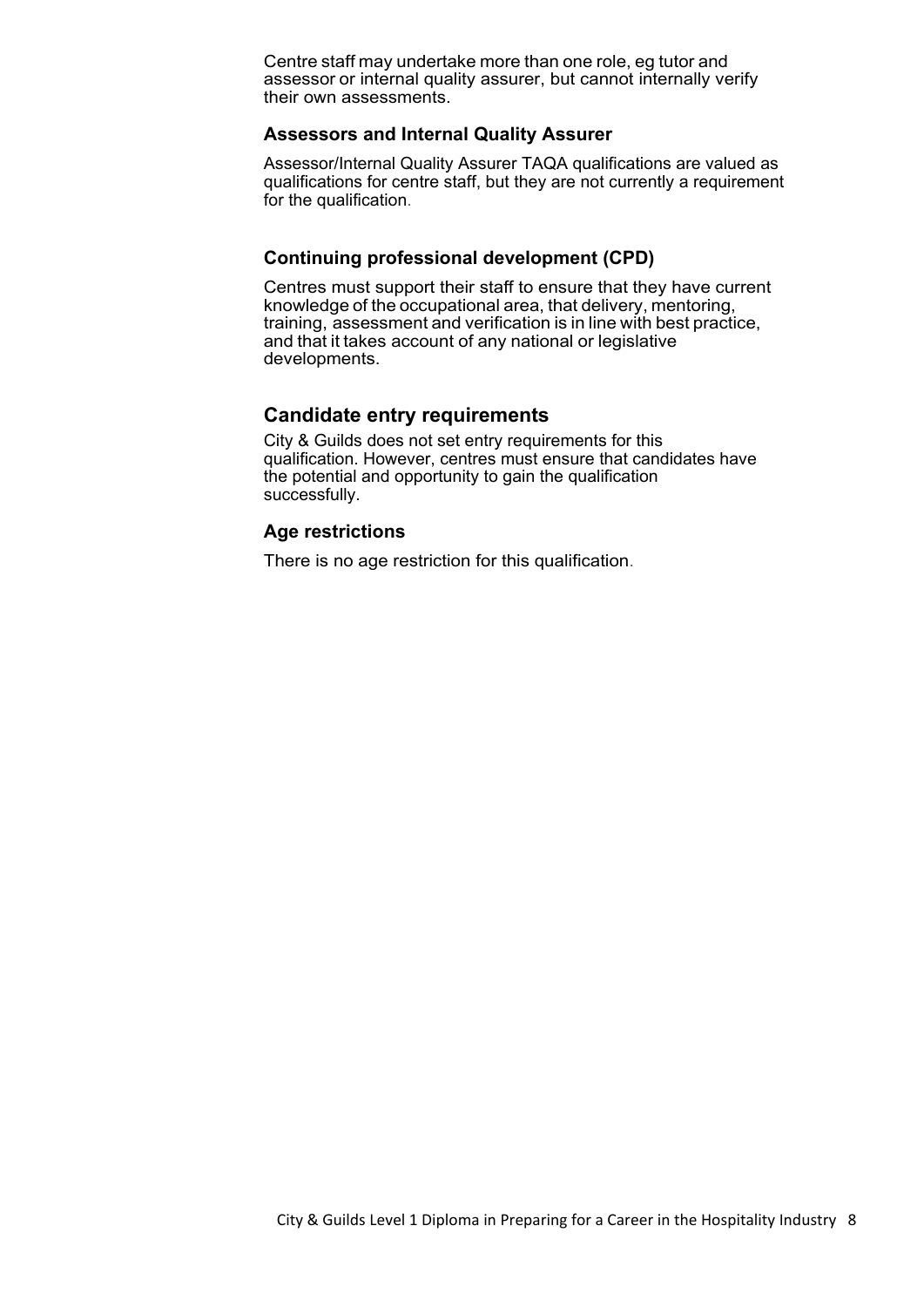Centre staff may undertake more than one role, eg tutor and assessor or internal quality assurer, but cannot internally verify their own assessments.

### Assessors and Internal Quality Assurer

Assessor/Internal Quality Assurer TAQA qualifications are valued as qualifications for centre staff, but they are not currently a requirement for the qualification.

### Continuing professional development (CPD)

Centres must support their staff to ensure that they have current knowledge of the occupational area, that delivery, mentoring, training, assessment and verification is in line with best practice, and that it takes account of any national or legislative developments.

## Candidate entry requirements

City & Guilds does not set entry requirements for this qualification. However, centres must ensure that candidates have the potential and opportunity to gain the qualification successfully.

### Age restrictions

There is no age restriction for this qualification.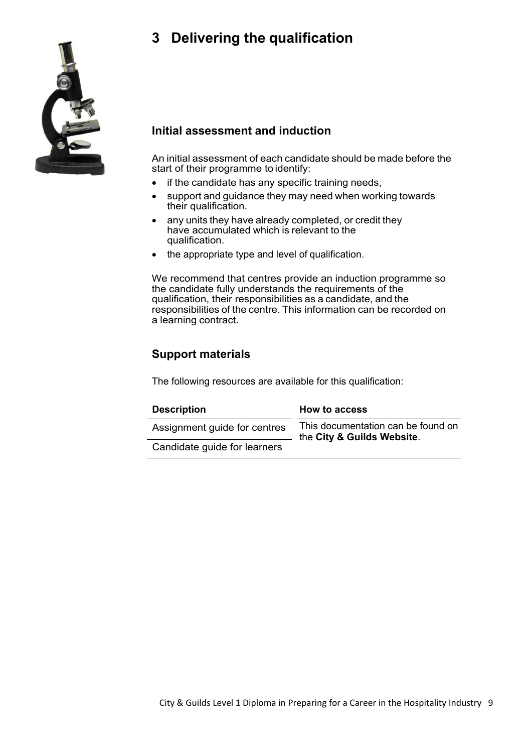# 3 Delivering the qualification

## Initial assessment and induction

An initial assessment of each candidate should be made before the start of their programme to identify:

- if the candidate has any specific training needs,
- support and guidance they may need when working towards their qualification.
- any units they have already completed, or credit they have accumulated which is relevant to the qualification.
- the appropriate type and level of qualification.

We recommend that centres provide an induction programme so the candidate fully understands the requirements of the qualification, their responsibilities as a candidate, and the responsibilities of the centre. This information can be recorded on a learning contract.

## Support materials

The following resources are available for this qualification:

| Description | How to access |
| --- | --- |
| Assignment guide for centres | This documentation can be found on the **City & Guilds Website**. |
| Candidate guide for learners | |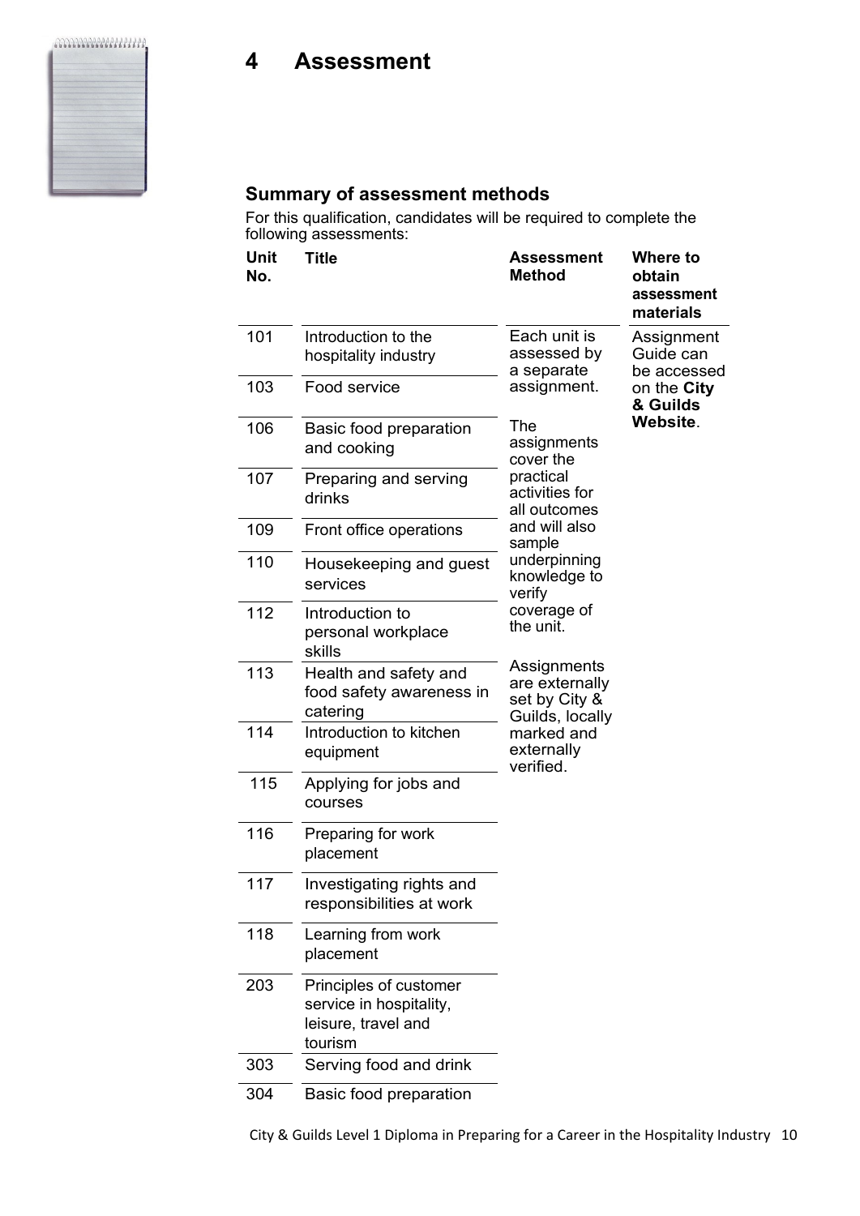# 4 Assessment

## Summary of assessment methods

For this qualification, candidates will be required to complete the following assessments:

| Unit No. | Title | Assessment Method | Where to obtain assessment materials |
|---|---|---|---|
| 101 | Introduction to the hospitality industry | Each unit is assessed by a separate assignment. The assignments cover the practical activities for all outcomes and will also sample underpinning knowledge to verify coverage of the unit. Assignments are externally set by City & Guilds, locally marked and externally verified. | Assignment Guide can be accessed on the **City & Guilds Website**. |
| 103 | Food service | | |
| 106 | Basic food preparation and cooking | | |
| 107 | Preparing and serving drinks | | |
| 109 | Front office operations | | |
| 110 | Housekeeping and guest services | | |
| 112 | Introduction to personal workplace skills | | |
| 113 | Health and safety and food safety awareness in catering | | |
| 114 | Introduction to kitchen equipment | | |
| 115 | Applying for jobs and courses | | |
| 116 | Preparing for work placement | | |
| 117 | Investigating rights and responsibilities at work | | |
| 118 | Learning from work placement | | |
| 203 | Principles of customer service in hospitality, leisure, travel and tourism | | |
| 303 | Serving food and drink | | |
| 304 | Basic food preparation | | |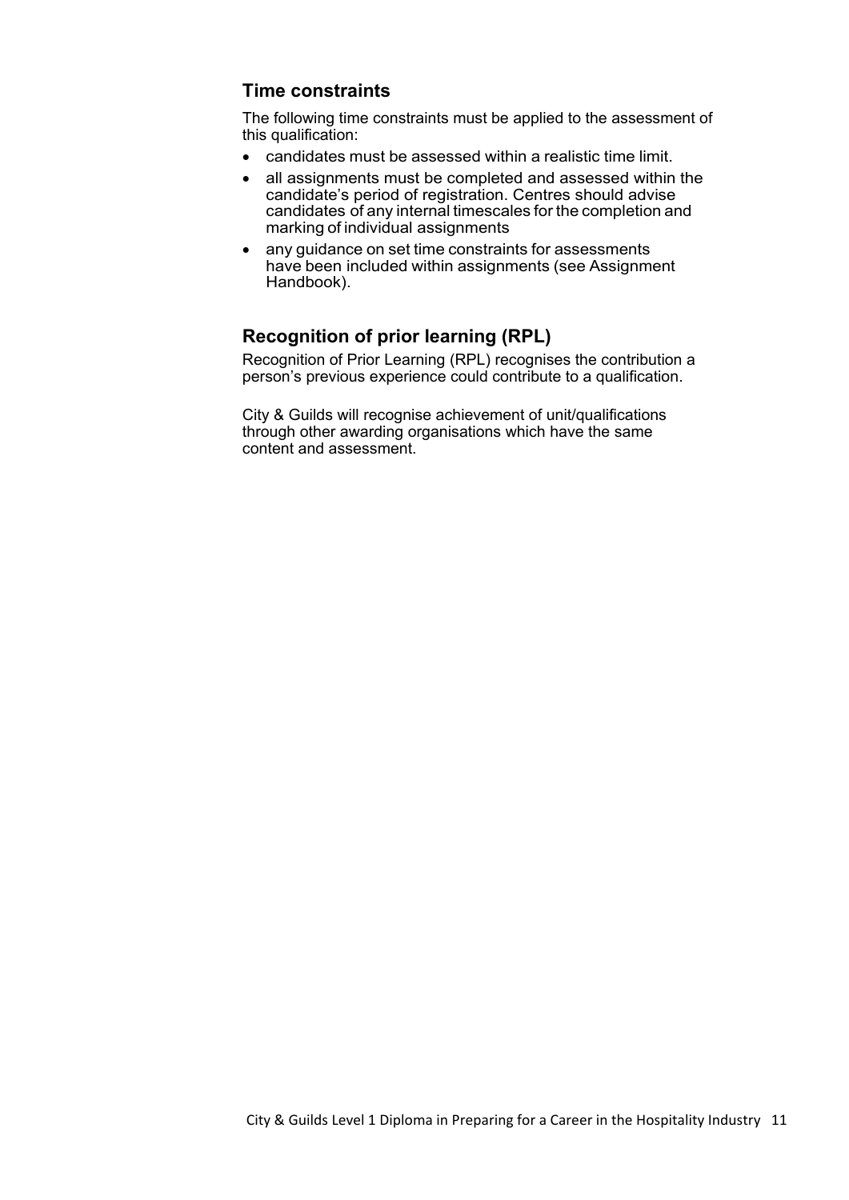## Time constraints

The following time constraints must be applied to the assessment of this qualification:

- candidates must be assessed within a realistic time limit.
- all assignments must be completed and assessed within the candidate's period of registration. Centres should advise candidates of any internal timescales for the completion and marking of individual assignments
- any guidance on set time constraints for assessments have been included within assignments (see Assignment Handbook).

## Recognition of prior learning (RPL)

Recognition of Prior Learning (RPL) recognises the contribution a person's previous experience could contribute to a qualification.

City & Guilds will recognise achievement of unit/qualifications through other awarding organisations which have the same content and assessment.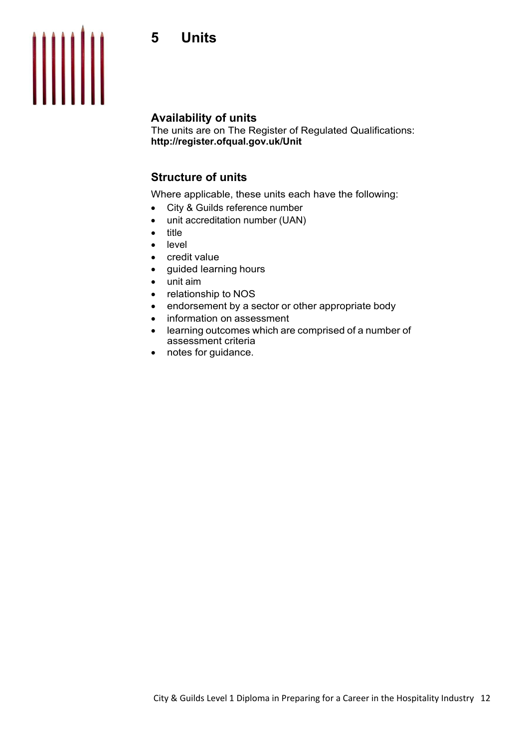# 5 Units

## Availability of units

The units are on The Register of Regulated Qualifications:
**http://register.ofqual.gov.uk/Unit**

## Structure of units

Where applicable, these units each have the following:

- City & Guilds reference number
- unit accreditation number (UAN)
- title
- level
- credit value
- guided learning hours
- unit aim
- relationship to NOS
- endorsement by a sector or other appropriate body
- information on assessment
- learning outcomes which are comprised of a number of assessment criteria
- notes for guidance.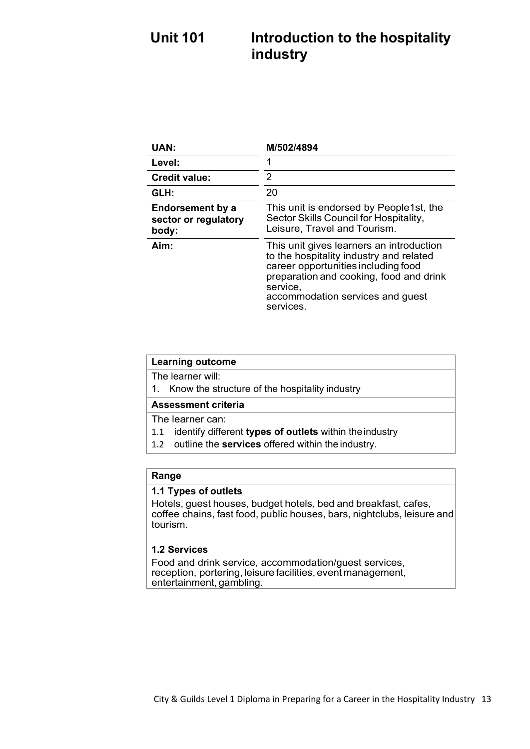# Unit 101 Introduction to the hospitality industry

| UAN: | M/502/4894 |
| --- | --- |
| Level: | 1 |
| Credit value: | 2 |
| GLH: | 20 |
| Endorsement by a sector or regulatory body: | This unit is endorsed by People1st, the Sector Skills Council for Hospitality, Leisure, Travel and Tourism. |
| Aim: | This unit gives learners an introduction to the hospitality industry and related career opportunities including food preparation and cooking, food and drink service, accommodation services and guest services. |

| Learning outcome |
| --- |
| The learner will:<br>1. Know the structure of the hospitality industry |
| **Assessment criteria** |
| The learner can:<br>1.1 identify different **types of outlets** within the industry<br>1.2 outline the **services** offered within the industry. |

| Range |
| --- |
| **1.1 Types of outlets**<br>Hotels, guest houses, budget hotels, bed and breakfast, cafes, coffee chains, fast food, public houses, bars, nightclubs, leisure and tourism.<br><br>**1.2 Services**<br>Food and drink service, accommodation/guest services, reception, portering, leisure facilities, event management, entertainment, gambling. |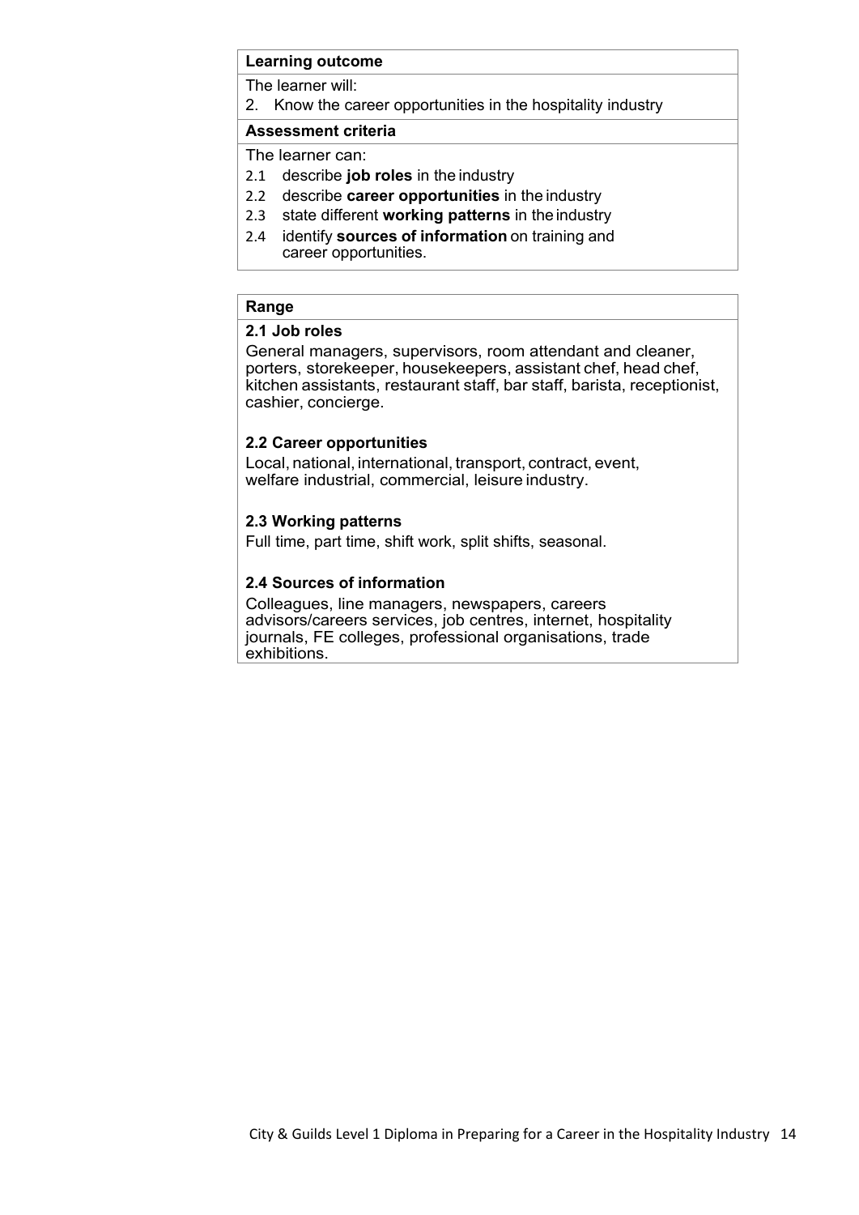**Learning outcome**

The learner will:

2. Know the career opportunities in the hospitality industry

**Assessment criteria**

The learner can:

2.1 describe **job roles** in the industry
2.2 describe **career opportunities** in the industry
2.3 state different **working patterns** in the industry
2.4 identify **sources of information** on training and career opportunities.

**Range**

**2.1 Job roles**

General managers, supervisors, room attendant and cleaner, porters, storekeeper, housekeepers, assistant chef, head chef, kitchen assistants, restaurant staff, bar staff, barista, receptionist, cashier, concierge.

**2.2 Career opportunities**

Local, national, international, transport, contract, event, welfare industrial, commercial, leisure industry.

**2.3 Working patterns**

Full time, part time, shift work, split shifts, seasonal.

**2.4 Sources of information**

Colleagues, line managers, newspapers, careers advisors/careers services, job centres, internet, hospitality journals, FE colleges, professional organisations, trade exhibitions.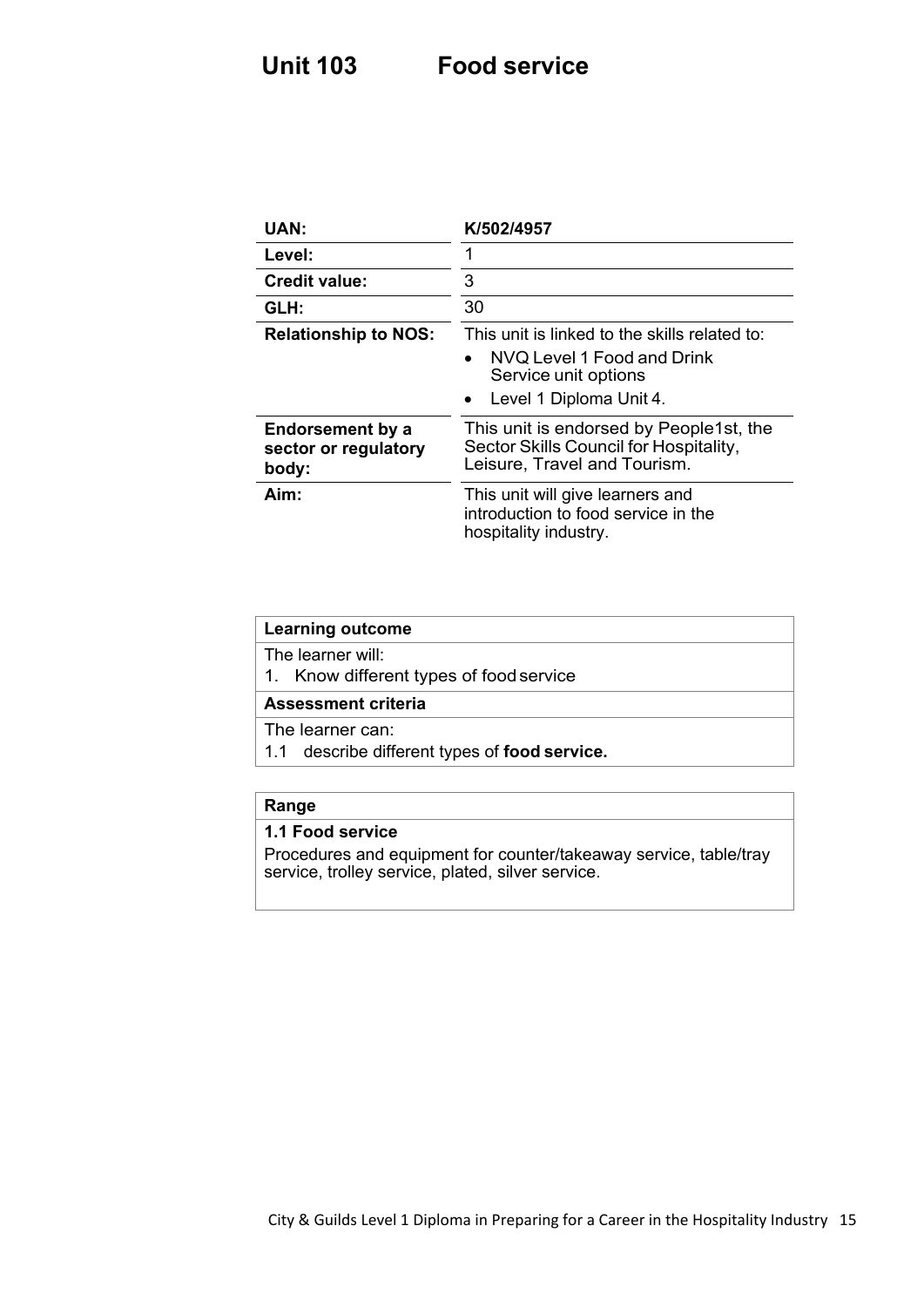# Unit 103 Food service

| | |
|---|---|
| **UAN:** | **K/502/4957** |
| **Level:** | 1 |
| **Credit value:** | 3 |
| **GLH:** | 30 |
| **Relationship to NOS:** | This unit is linked to the skills related to:<br>• NVQ Level 1 Food and Drink Service unit options<br>• Level 1 Diploma Unit 4. |
| **Endorsement by a sector or regulatory body:** | This unit is endorsed by People1st, the Sector Skills Council for Hospitality, Leisure, Travel and Tourism. |
| **Aim:** | This unit will give learners and introduction to food service in the hospitality industry. |

| **Learning outcome** |
|---|
| The learner will:<br>1. Know different types of food service |
| **Assessment criteria** |
| The learner can:<br>1.1 describe different types of **food service.** |

| **Range** |
|---|
| **1.1 Food service**<br>Procedures and equipment for counter/takeaway service, table/tray service, trolley service, plated, silver service. |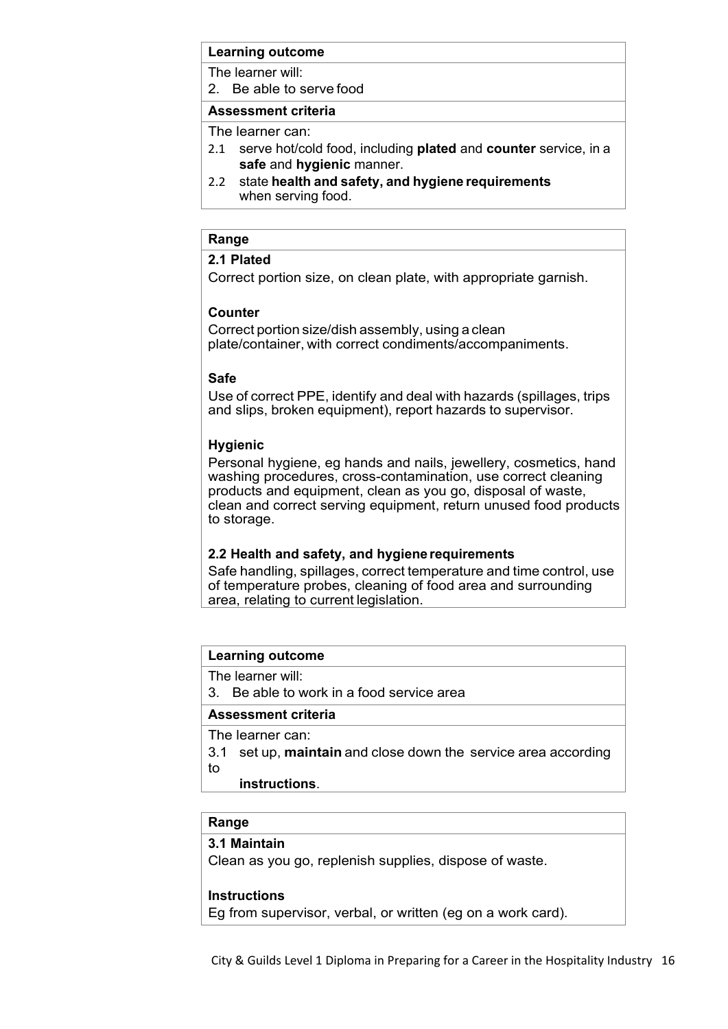| **Learning outcome** |
| --- |
| The learner will: |
| 2. Be able to serve food |
| **Assessment criteria** |
| The learner can: |
| 2.1 serve hot/cold food, including **plated** and **counter** service, in a **safe** and **hygienic** manner. |
| 2.2 state **health and safety, and hygiene requirements** when serving food. |

| **Range** |
| --- |
| **2.1 Plated**<br>Correct portion size, on clean plate, with appropriate garnish.<br><br>**Counter**<br>Correct portion size/dish assembly, using a clean plate/container, with correct condiments/accompaniments.<br><br>**Safe**<br>Use of correct PPE, identify and deal with hazards (spillages, trips and slips, broken equipment), report hazards to supervisor.<br><br>**Hygienic**<br>Personal hygiene, eg hands and nails, jewellery, cosmetics, hand washing procedures, cross-contamination, use correct cleaning products and equipment, clean as you go, disposal of waste, clean and correct serving equipment, return unused food products to storage.<br><br>**2.2 Health and safety, and hygiene requirements**<br>Safe handling, spillages, correct temperature and time control, use of temperature probes, cleaning of food area and surrounding area, relating to current legislation. |

| **Learning outcome** |
| --- |
| The learner will: |
| 3. Be able to work in a food service area |
| **Assessment criteria** |
| The learner can: |
| 3.1 set up, **maintain** and close down the service area according to **instructions**. |

| **Range** |
| --- |
| **3.1 Maintain**<br>Clean as you go, replenish supplies, dispose of waste.<br><br>**Instructions**<br>Eg from supervisor, verbal, or written (eg on a work card). |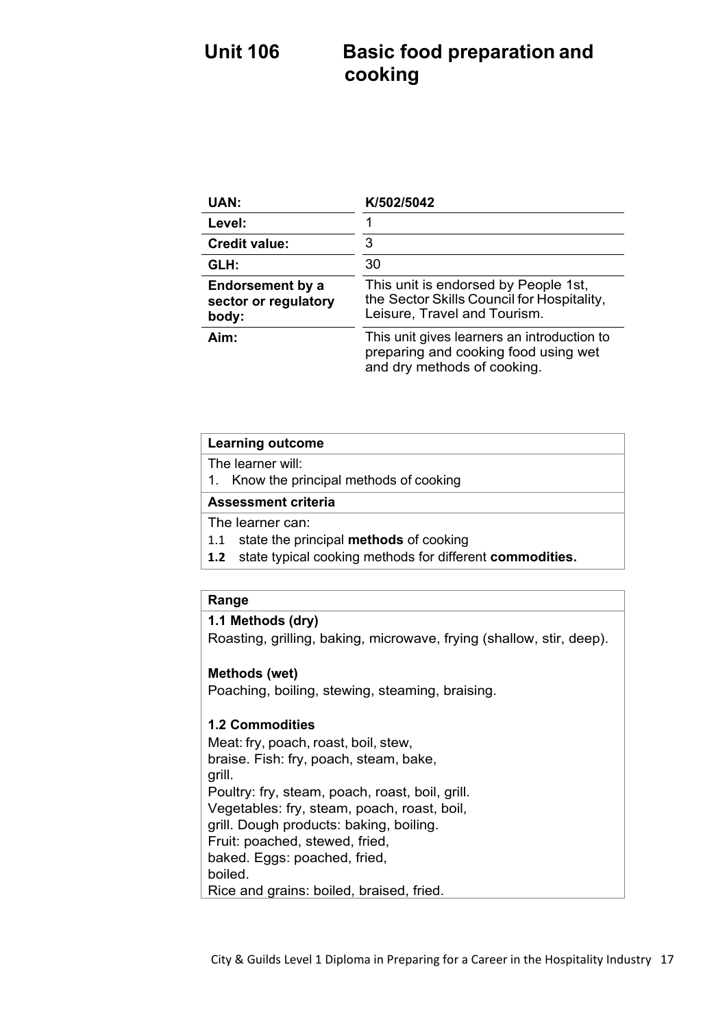# Unit 106 Basic food preparation and cooking

| UAN: | K/502/5042 |
|---|---|
| Level: | 1 |
| Credit value: | 3 |
| GLH: | 30 |
| Endorsement by a sector or regulatory body: | This unit is endorsed by People 1st, the Sector Skills Council for Hospitality, Leisure, Travel and Tourism. |
| Aim: | This unit gives learners an introduction to preparing and cooking food using wet and dry methods of cooking. |

| Learning outcome |
|---|
| The learner will:<br>1. Know the principal methods of cooking |
| **Assessment criteria** |
| The learner can:<br>1.1 state the principal **methods** of cooking<br>**1.2** state typical cooking methods for different **commodities.** |

**Range**

**1.1 Methods (dry)**
Roasting, grilling, baking, microwave, frying (shallow, stir, deep).

**Methods (wet)**
Poaching, boiling, stewing, steaming, braising.

**1.2 Commodities**
Meat: fry, poach, roast, boil, stew, braise.
Fish: fry, poach, steam, bake, grill.
Poultry: fry, steam, poach, roast, boil, grill.
Vegetables: fry, steam, poach, roast, boil, grill.
Dough products: baking, boiling.
Fruit: poached, stewed, fried, baked.
Eggs: poached, fried, boiled.
Rice and grains: boiled, braised, fried.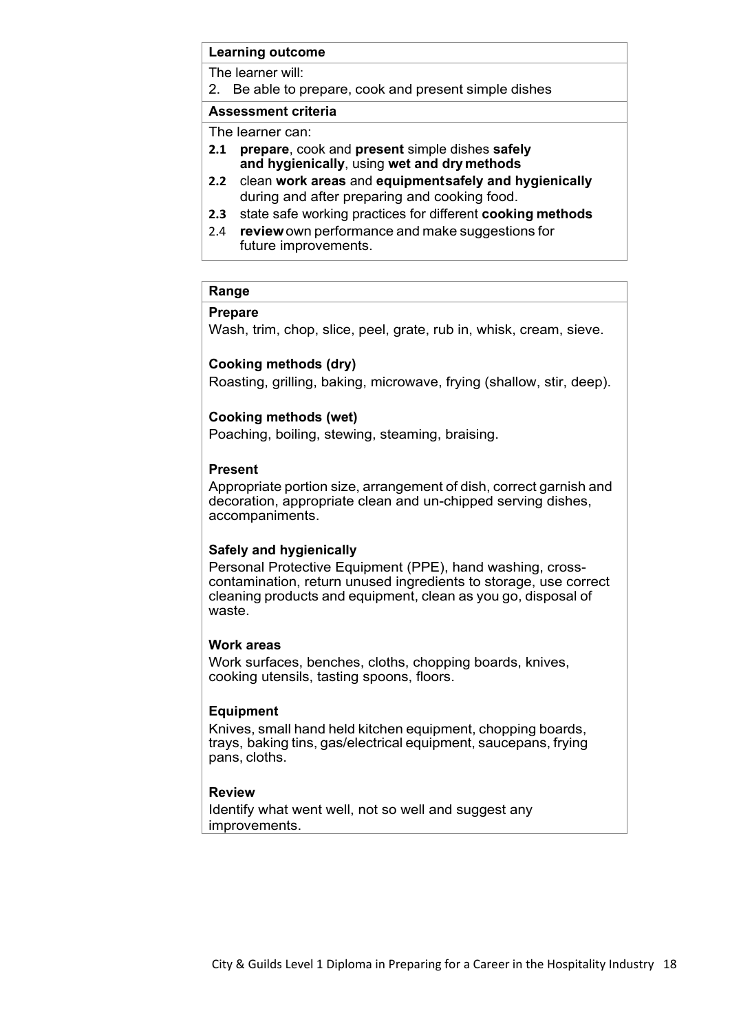**Learning outcome**

The learner will:

2. Be able to prepare, cook and present simple dishes

**Assessment criteria**

The learner can:

- **2.1** **prepare**, cook and **present** simple dishes **safely and hygienically**, using **wet and dry methods**
- **2.2** clean **work areas** and **equipment safely and hygienically** during and after preparing and cooking food.
- **2.3** state safe working practices for different **cooking methods**
- 2.4 **review** own performance and make suggestions for future improvements.

**Range**

**Prepare**

Wash, trim, chop, slice, peel, grate, rub in, whisk, cream, sieve.

**Cooking methods (dry)**

Roasting, grilling, baking, microwave, frying (shallow, stir, deep).

**Cooking methods (wet)**

Poaching, boiling, stewing, steaming, braising.

**Present**

Appropriate portion size, arrangement of dish, correct garnish and decoration, appropriate clean and un-chipped serving dishes, accompaniments.

**Safely and hygienically**

Personal Protective Equipment (PPE), hand washing, cross-contamination, return unused ingredients to storage, use correct cleaning products and equipment, clean as you go, disposal of waste.

**Work areas**

Work surfaces, benches, cloths, chopping boards, knives, cooking utensils, tasting spoons, floors.

**Equipment**

Knives, small hand held kitchen equipment, chopping boards, trays, baking tins, gas/electrical equipment, saucepans, frying pans, cloths.

**Review**

Identify what went well, not so well and suggest any improvements.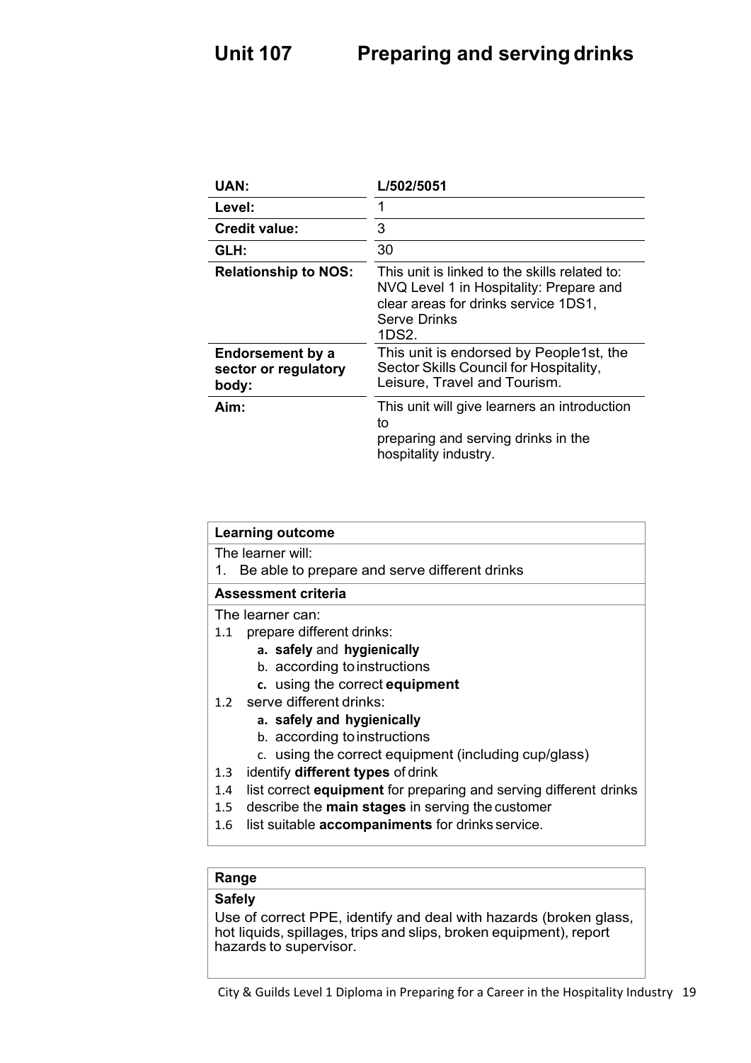# Unit 107 Preparing and serving drinks

| UAN: | L/502/5051 |
|---|---|
| Level: | 1 |
| Credit value: | 3 |
| GLH: | 30 |
| Relationship to NOS: | This unit is linked to the skills related to: NVQ Level 1 in Hospitality: Prepare and clear areas for drinks service 1DS1, Serve Drinks 1DS2. |
| Endorsement by a sector or regulatory body: | This unit is endorsed by People1st, the Sector Skills Council for Hospitality, Leisure, Travel and Tourism. |
| Aim: | This unit will give learners an introduction to preparing and serving drinks in the hospitality industry. |

**Learning outcome**

The learner will:

1. Be able to prepare and serve different drinks

**Assessment criteria**

The learner can:

1.1 prepare different drinks:
   - a. **safely** and **hygienically**
   - b. according to instructions
   - c. using the correct **equipment**

1.2 serve different drinks:
   - a. **safely and hygienically**
   - b. according to instructions
   - c. using the correct equipment (including cup/glass)

1.3 identify **different types** of drink

1.4 list correct **equipment** for preparing and serving different drinks

1.5 describe the **main stages** in serving the customer

1.6 list suitable **accompaniments** for drinks service.

**Range**

**Safely**

Use of correct PPE, identify and deal with hazards (broken glass, hot liquids, spillages, trips and slips, broken equipment), report hazards to supervisor.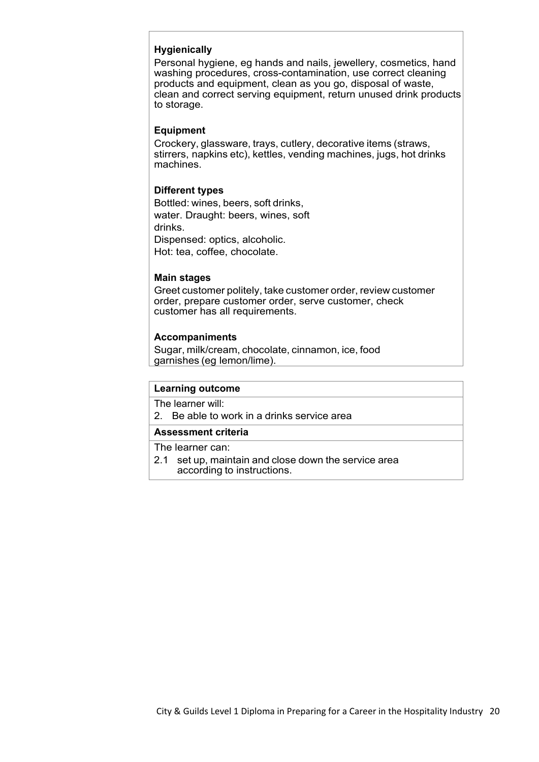**Hygienically**

Personal hygiene, eg hands and nails, jewellery, cosmetics, hand washing procedures, cross-contamination, use correct cleaning products and equipment, clean as you go, disposal of waste, clean and correct serving equipment, return unused drink products to storage.

**Equipment**

Crockery, glassware, trays, cutlery, decorative items (straws, stirrers, napkins etc), kettles, vending machines, jugs, hot drinks machines.

**Different types**

Bottled: wines, beers, soft drinks, water. Draught: beers, wines, soft drinks.
Dispensed: optics, alcoholic.
Hot: tea, coffee, chocolate.

**Main stages**

Greet customer politely, take customer order, review customer order, prepare customer order, serve customer, check customer has all requirements.

**Accompaniments**

Sugar, milk/cream, chocolate, cinnamon, ice, food garnishes (eg lemon/lime).

| **Learning outcome** |
|---|
| The learner will:<br>2. Be able to work in a drinks service area |
| **Assessment criteria** |
| The learner can:<br>2.1 set up, maintain and close down the service area according to instructions. |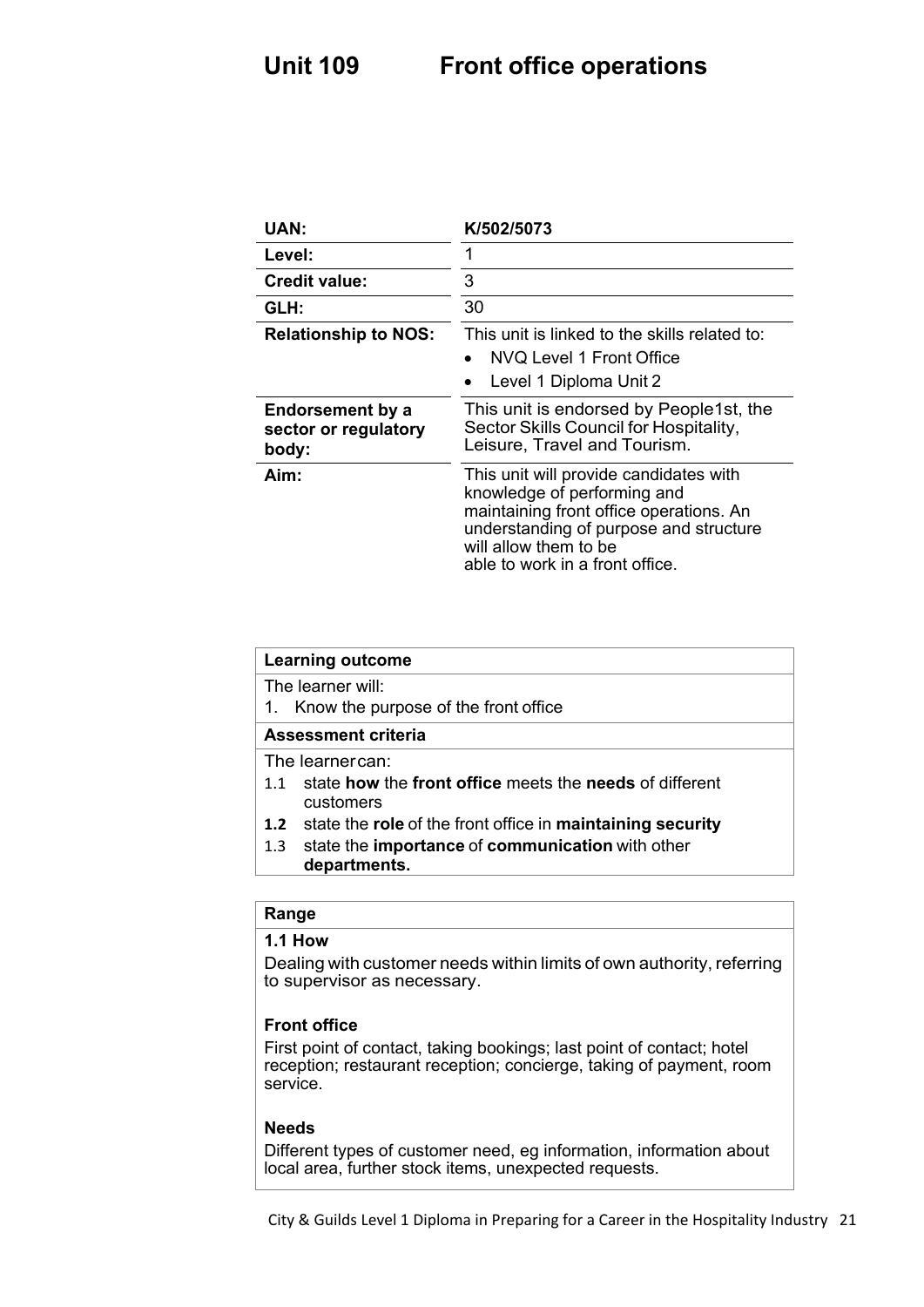# Unit 109 Front office operations

| UAN: | K/502/5073 |
|---|---|
| Level: | 1 |
| Credit value: | 3 |
| GLH: | 30 |
| Relationship to NOS: | This unit is linked to the skills related to:<br>• NVQ Level 1 Front Office<br>• Level 1 Diploma Unit 2 |
| Endorsement by a sector or regulatory body: | This unit is endorsed by People1st, the Sector Skills Council for Hospitality, Leisure, Travel and Tourism. |
| Aim: | This unit will provide candidates with knowledge of performing and maintaining front office operations. An understanding of purpose and structure will allow them to be able to work in a front office. |

**Learning outcome**

The learner will:

1. Know the purpose of the front office

**Assessment criteria**

The learner can:

1.1 state **how** the **front office** meets the **needs** of different customers

**1.2** state the **role** of the front office in **maintaining security**

1.3 state the **importance** of **communication** with other **departments.**

**Range**

**1.1 How**

Dealing with customer needs within limits of own authority, referring to supervisor as necessary.

**Front office**

First point of contact, taking bookings; last point of contact; hotel reception; restaurant reception; concierge, taking of payment, room service.

**Needs**

Different types of customer need, eg information, information about local area, further stock items, unexpected requests.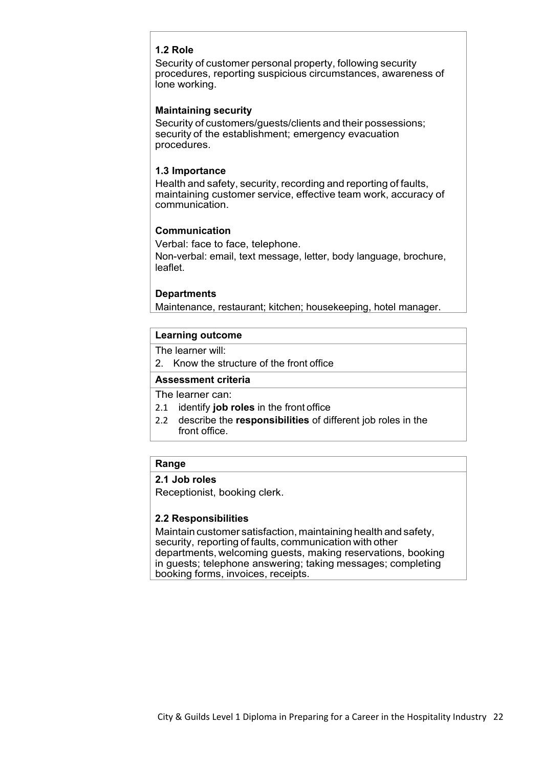**1.2 Role**

Security of customer personal property, following security procedures, reporting suspicious circumstances, awareness of lone working.

**Maintaining security**

Security of customers/guests/clients and their possessions; security of the establishment; emergency evacuation procedures.

**1.3 Importance**

Health and safety, security, recording and reporting of faults, maintaining customer service, effective team work, accuracy of communication.

**Communication**

Verbal: face to face, telephone.
Non-verbal: email, text message, letter, body language, brochure, leaflet.

**Departments**

Maintenance, restaurant; kitchen; housekeeping, hotel manager.

**Learning outcome**

The learner will:

2. Know the structure of the front office

**Assessment criteria**

The learner can:

2.1 identify **job roles** in the front office
2.2 describe the **responsibilities** of different job roles in the front office.

**Range**

**2.1 Job roles**

Receptionist, booking clerk.

**2.2 Responsibilities**

Maintain customer satisfaction, maintaining health and safety, security, reporting of faults, communication with other departments, welcoming guests, making reservations, booking in guests; telephone answering; taking messages; completing booking forms, invoices, receipts.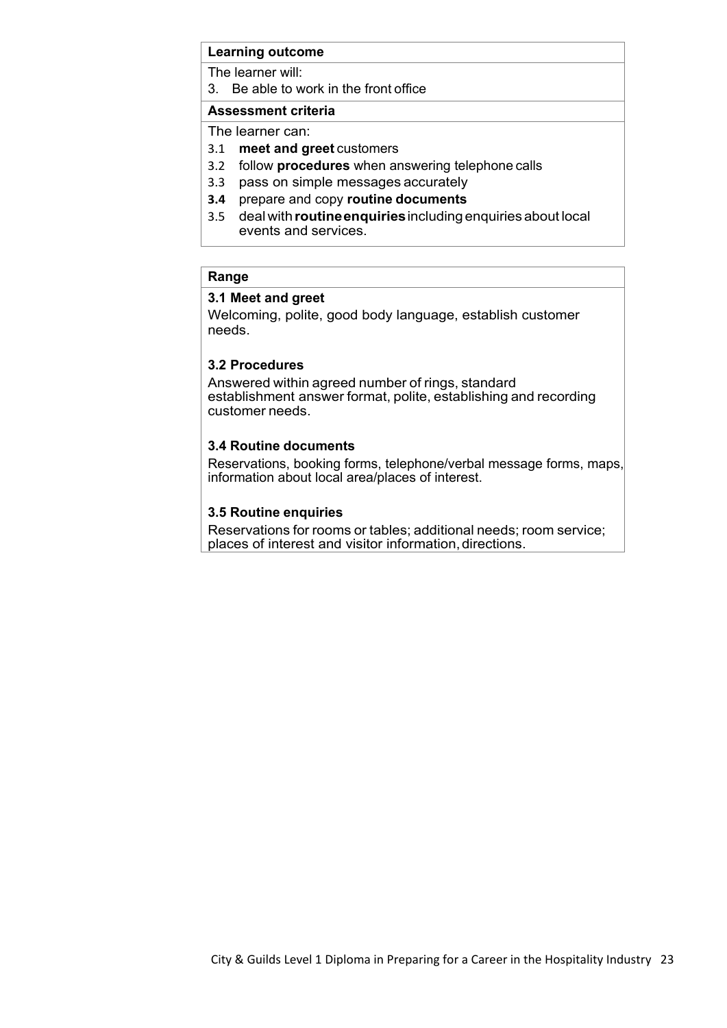**Learning outcome**

The learner will:

3. Be able to work in the front office

**Assessment criteria**

The learner can:

- 3.1 **meet and greet** customers
- 3.2 follow **procedures** when answering telephone calls
- 3.3 pass on simple messages accurately
- **3.4** prepare and copy **routine documents**
- 3.5 deal with **routine enquiries** including enquiries about local events and services.

**Range**

**3.1 Meet and greet**

Welcoming, polite, good body language, establish customer needs.

**3.2 Procedures**

Answered within agreed number of rings, standard establishment answer format, polite, establishing and recording customer needs.

**3.4 Routine documents**

Reservations, booking forms, telephone/verbal message forms, maps, information about local area/places of interest.

**3.5 Routine enquiries**

Reservations for rooms or tables; additional needs; room service; places of interest and visitor information, directions.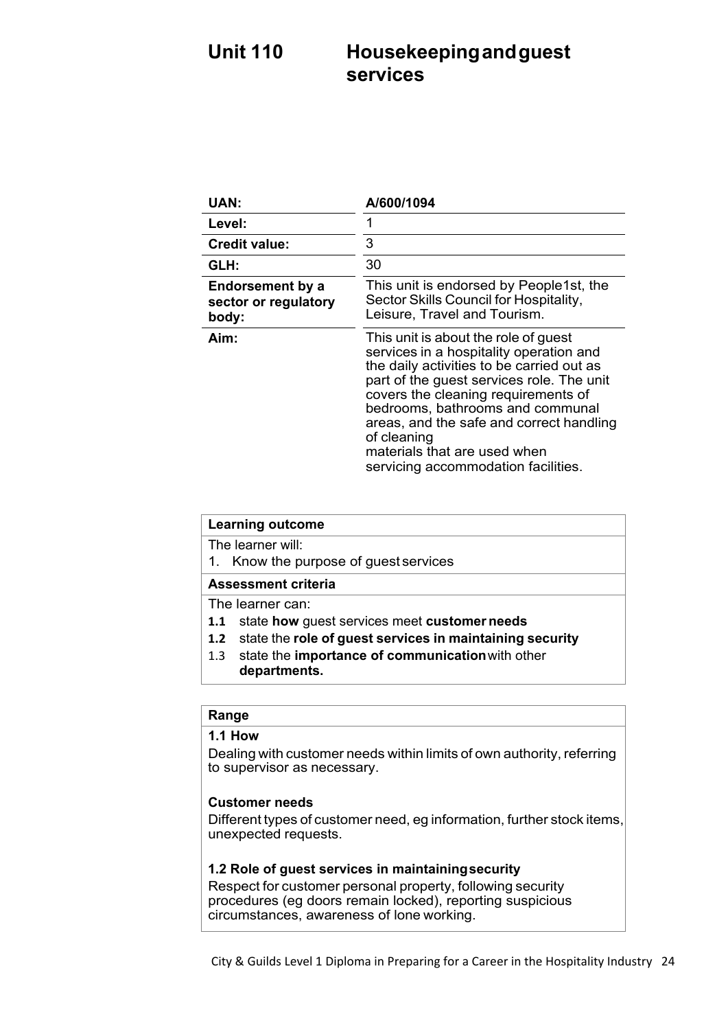# Unit 110 Housekeeping and guest services

| | |
|---|---|
| **UAN:** | **A/600/1094** |
| **Level:** | 1 |
| **Credit value:** | 3 |
| **GLH:** | 30 |
| **Endorsement by a sector or regulatory body:** | This unit is endorsed by People1st, the Sector Skills Council for Hospitality, Leisure, Travel and Tourism. |
| **Aim:** | This unit is about the role of guest services in a hospitality operation and the daily activities to be carried out as part of the guest services role. The unit covers the cleaning requirements of bedrooms, bathrooms and communal areas, and the safe and correct handling of cleaning materials that are used when servicing accommodation facilities. |

| **Learning outcome** |
|---|
| The learner will: |
| 1. Know the purpose of guest services |
| **Assessment criteria** |
| The learner can: |
| **1.1** state **how** guest services meet **customer needs** |
| **1.2** state the **role of guest services in maintaining security** |
| 1.3 state the **importance of communication** with other **departments.** |

| **Range** |
|---|
| **1.1 How**<br>Dealing with customer needs within limits of own authority, referring to supervisor as necessary. |
| **Customer needs**<br>Different types of customer need, eg information, further stock items, unexpected requests. |
| **1.2 Role of guest services in maintaining security**<br>Respect for customer personal property, following security procedures (eg doors remain locked), reporting suspicious circumstances, awareness of lone working. |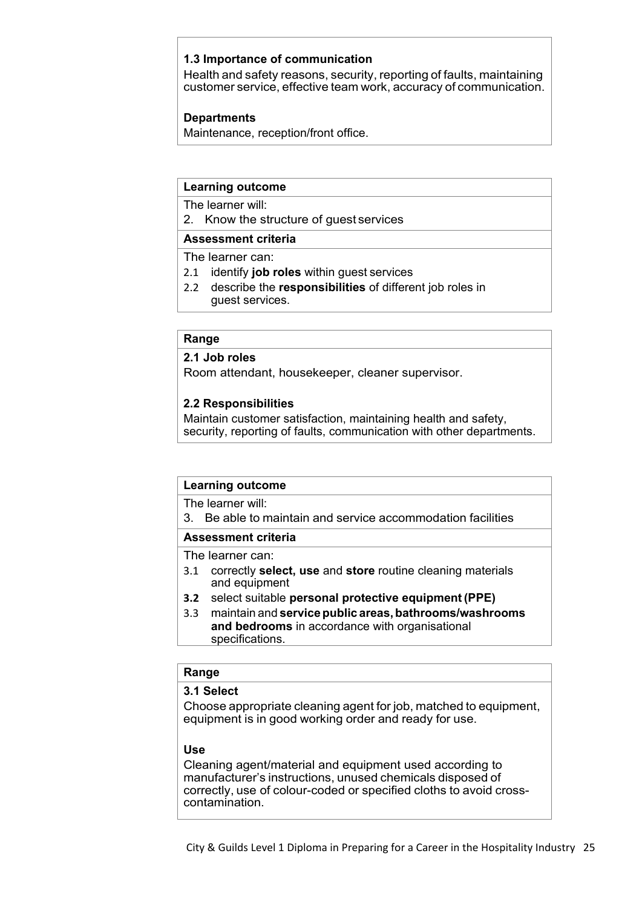**1.3 Importance of communication**

Health and safety reasons, security, reporting of faults, maintaining customer service, effective team work, accuracy of communication.

**Departments**

Maintenance, reception/front office.

**Learning outcome**

The learner will:

2. Know the structure of guest services

**Assessment criteria**

The learner can:

2.1 identify **job roles** within guest services

2.2 describe the **responsibilities** of different job roles in guest services.

**Range**

**2.1 Job roles**

Room attendant, housekeeper, cleaner supervisor.

**2.2 Responsibilities**

Maintain customer satisfaction, maintaining health and safety, security, reporting of faults, communication with other departments.

**Learning outcome**

The learner will:

3. Be able to maintain and service accommodation facilities

**Assessment criteria**

The learner can:

3.1 correctly **select, use** and **store** routine cleaning materials and equipment

**3.2** select suitable **personal protective equipment (PPE)**

3.3 maintain and **service public areas, bathrooms/washrooms and bedrooms** in accordance with organisational specifications.

**Range**

**3.1 Select**

Choose appropriate cleaning agent for job, matched to equipment, equipment is in good working order and ready for use.

**Use**

Cleaning agent/material and equipment used according to manufacturer's instructions, unused chemicals disposed of correctly, use of colour-coded or specified cloths to avoid cross-contamination.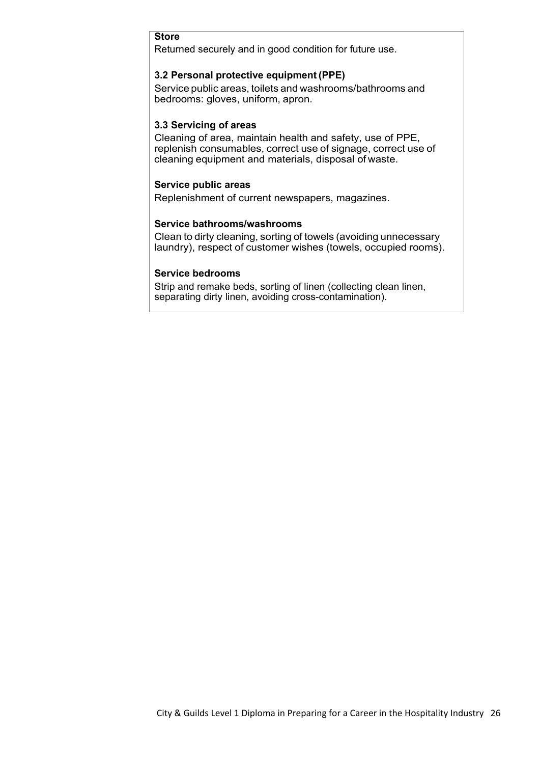**Store**

Returned securely and in good condition for future use.

**3.2 Personal protective equipment (PPE)**

Service public areas, toilets and washrooms/bathrooms and bedrooms: gloves, uniform, apron.

**3.3 Servicing of areas**

Cleaning of area, maintain health and safety, use of PPE, replenish consumables, correct use of signage, correct use of cleaning equipment and materials, disposal of waste.

**Service public areas**

Replenishment of current newspapers, magazines.

**Service bathrooms/washrooms**

Clean to dirty cleaning, sorting of towels (avoiding unnecessary laundry), respect of customer wishes (towels, occupied rooms).

**Service bedrooms**

Strip and remake beds, sorting of linen (collecting clean linen, separating dirty linen, avoiding cross-contamination).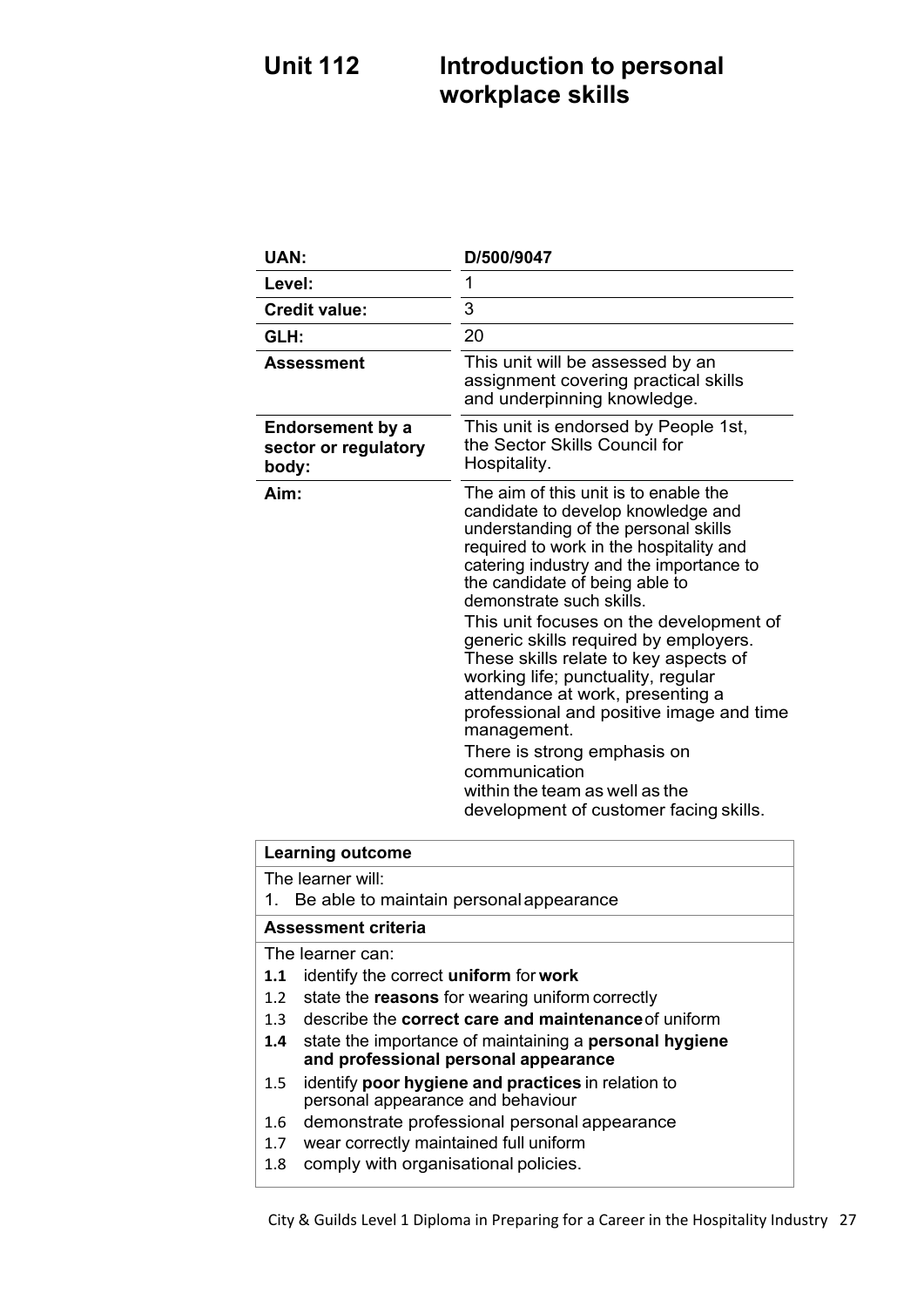# Unit 112 Introduction to personal workplace skills

| UAN: | D/500/9047 |
|---|---|
| Level: | 1 |
| Credit value: | 3 |
| GLH: | 20 |
| Assessment | This unit will be assessed by an assignment covering practical skills and underpinning knowledge. |
| Endorsement by a sector or regulatory body: | This unit is endorsed by People 1st, the Sector Skills Council for Hospitality. |
| Aim: | The aim of this unit is to enable the candidate to develop knowledge and understanding of the personal skills required to work in the hospitality and catering industry and the importance to the candidate of being able to demonstrate such skills. This unit focuses on the development of generic skills required by employers. These skills relate to key aspects of working life; punctuality, regular attendance at work, presenting a professional and positive image and time management. There is strong emphasis on communication within the team as well as the development of customer facing skills. |

| Learning outcome |
|---|
| The learner will:<br>1. Be able to maintain personal appearance |
| **Assessment criteria** |
| The learner can:<br>**1.1** identify the correct **uniform** for **work**<br>1.2 state the **reasons** for wearing uniform correctly<br>1.3 describe the **correct care and maintenance** of uniform<br>**1.4** state the importance of maintaining a **personal hygiene and professional personal appearance**<br>1.5 identify **poor hygiene and practices** in relation to personal appearance and behaviour<br>1.6 demonstrate professional personal appearance<br>1.7 wear correctly maintained full uniform<br>1.8 comply with organisational policies. |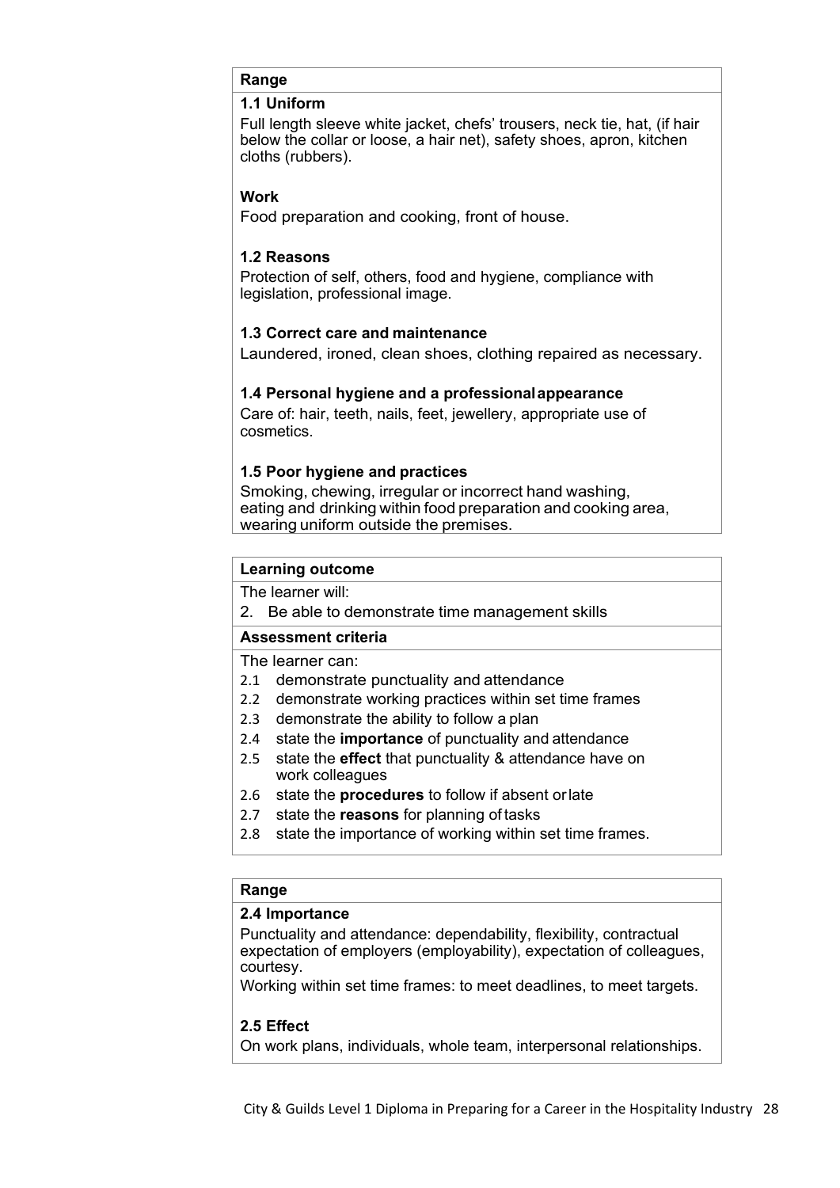**Range**

**1.1 Uniform**

Full length sleeve white jacket, chefs' trousers, neck tie, hat, (if hair below the collar or loose, a hair net), safety shoes, apron, kitchen cloths (rubbers).

**Work**

Food preparation and cooking, front of house.

**1.2 Reasons**

Protection of self, others, food and hygiene, compliance with legislation, professional image.

**1.3 Correct care and maintenance**

Laundered, ironed, clean shoes, clothing repaired as necessary.

**1.4 Personal hygiene and a professional appearance**

Care of: hair, teeth, nails, feet, jewellery, appropriate use of cosmetics.

**1.5 Poor hygiene and practices**

Smoking, chewing, irregular or incorrect hand washing, eating and drinking within food preparation and cooking area, wearing uniform outside the premises.

**Learning outcome**

The learner will:

2. Be able to demonstrate time management skills

**Assessment criteria**

The learner can:

- 2.1 demonstrate punctuality and attendance
- 2.2 demonstrate working practices within set time frames
- 2.3 demonstrate the ability to follow a plan
- 2.4 state the **importance** of punctuality and attendance
- 2.5 state the **effect** that punctuality & attendance have on work colleagues
- 2.6 state the **procedures** to follow if absent or late
- 2.7 state the **reasons** for planning of tasks
- 2.8 state the importance of working within set time frames.

**Range**

**2.4 Importance**

Punctuality and attendance: dependability, flexibility, contractual expectation of employers (employability), expectation of colleagues, courtesy.

Working within set time frames: to meet deadlines, to meet targets.

**2.5 Effect**

On work plans, individuals, whole team, interpersonal relationships.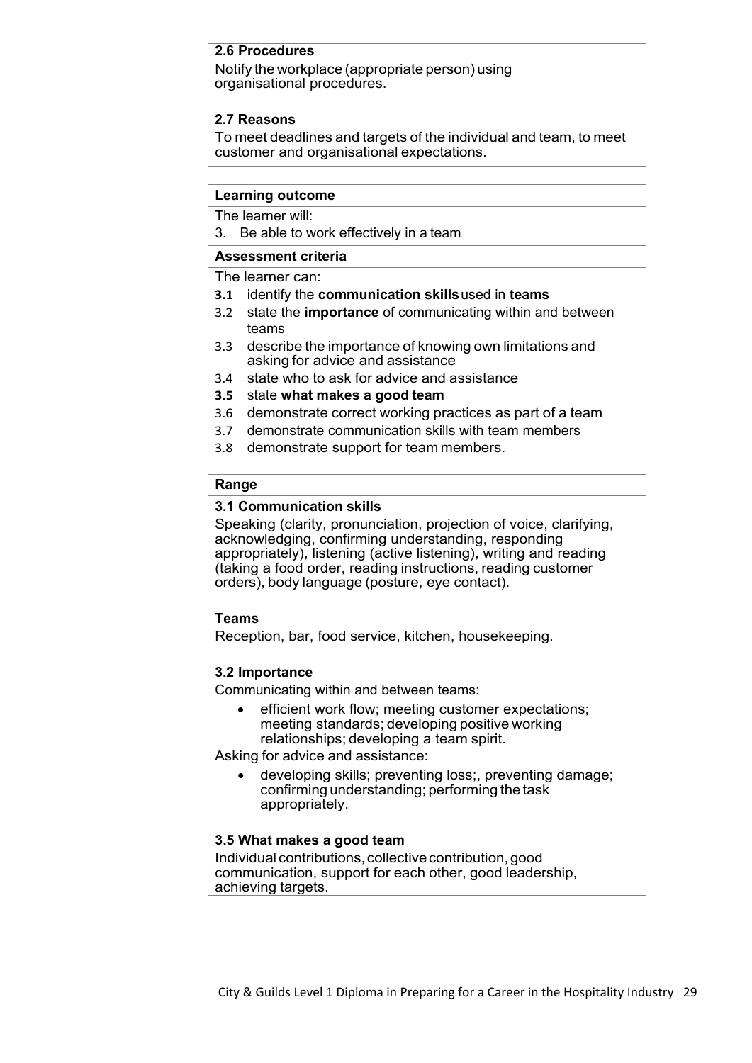**2.6 Procedures**

Notify the workplace (appropriate person) using organisational procedures.

**2.7 Reasons**

To meet deadlines and targets of the individual and team, to meet customer and organisational expectations.

**Learning outcome**

The learner will:

3. Be able to work effectively in a team

**Assessment criteria**

The learner can:

- **3.1** identify the **communication skills** used in **teams**
- 3.2 state the **importance** of communicating within and between teams
- 3.3 describe the importance of knowing own limitations and asking for advice and assistance
- 3.4 state who to ask for advice and assistance
- **3.5** state **what makes a good team**
- 3.6 demonstrate correct working practices as part of a team
- 3.7 demonstrate communication skills with team members
- 3.8 demonstrate support for team members.

**Range**

**3.1 Communication skills**

Speaking (clarity, pronunciation, projection of voice, clarifying, acknowledging, confirming understanding, responding appropriately), listening (active listening), writing and reading (taking a food order, reading instructions, reading customer orders), body language (posture, eye contact).

**Teams**

Reception, bar, food service, kitchen, housekeeping.

**3.2 Importance**

Communicating within and between teams:

- efficient work flow; meeting customer expectations; meeting standards; developing positive working relationships; developing a team spirit.

Asking for advice and assistance:

- developing skills; preventing loss;, preventing damage; confirming understanding; performing the task appropriately.

**3.5 What makes a good team**

Individual contributions, collective contribution, good communication, support for each other, good leadership, achieving targets.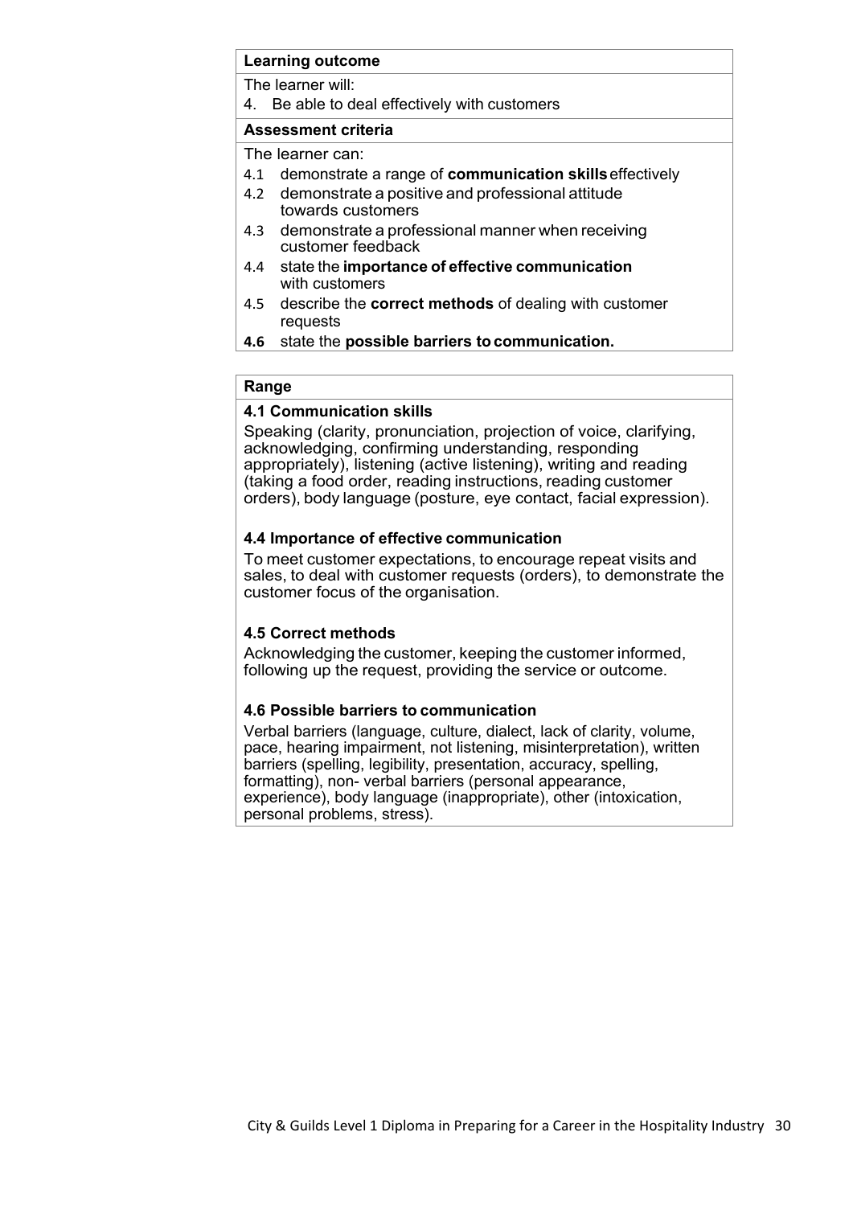**Learning outcome**

The learner will:

4. Be able to deal effectively with customers

**Assessment criteria**

The learner can:

- 4.1 demonstrate a range of **communication skills** effectively
- 4.2 demonstrate a positive and professional attitude towards customers
- 4.3 demonstrate a professional manner when receiving customer feedback
- 4.4 state the **importance of effective communication** with customers
- 4.5 describe the **correct methods** of dealing with customer requests
- **4.6** state the **possible barriers to communication.**

**Range**

**4.1 Communication skills**

Speaking (clarity, pronunciation, projection of voice, clarifying, acknowledging, confirming understanding, responding appropriately), listening (active listening), writing and reading (taking a food order, reading instructions, reading customer orders), body language (posture, eye contact, facial expression).

**4.4 Importance of effective communication**

To meet customer expectations, to encourage repeat visits and sales, to deal with customer requests (orders), to demonstrate the customer focus of the organisation.

**4.5 Correct methods**

Acknowledging the customer, keeping the customer informed, following up the request, providing the service or outcome.

**4.6 Possible barriers to communication**

Verbal barriers (language, culture, dialect, lack of clarity, volume, pace, hearing impairment, not listening, misinterpretation), written barriers (spelling, legibility, presentation, accuracy, spelling, formatting), non- verbal barriers (personal appearance, experience), body language (inappropriate), other (intoxication, personal problems, stress).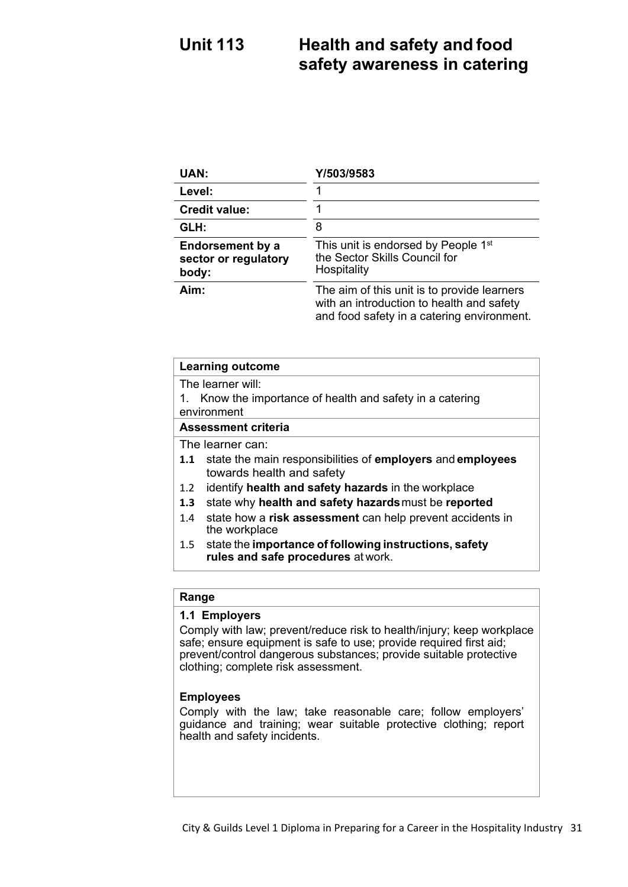# Unit 113 Health and safety and food safety awareness in catering

| UAN: | Y/503/9583 |
| --- | --- |
| Level: | 1 |
| Credit value: | 1 |
| GLH: | 8 |
| Endorsement by a sector or regulatory body: | This unit is endorsed by People 1st the Sector Skills Council for Hospitality |
| Aim: | The aim of this unit is to provide learners with an introduction to health and safety and food safety in a catering environment. |

**Learning outcome**

The learner will:

1. Know the importance of health and safety in a catering environment

**Assessment criteria**

The learner can:

- **1.1** state the main responsibilities of **employers** and **employees** towards health and safety
- 1.2 identify **health and safety hazards** in the workplace
- **1.3** state why **health and safety hazards** must be **reported**
- 1.4 state how a **risk assessment** can help prevent accidents in the workplace
- 1.5 state the **importance of following instructions, safety rules and safe procedures** at work.

**Range**

**1.1 Employers**

Comply with law; prevent/reduce risk to health/injury; keep workplace safe; ensure equipment is safe to use; provide required first aid; prevent/control dangerous substances; provide suitable protective clothing; complete risk assessment.

**Employees**

Comply with the law; take reasonable care; follow employers' guidance and training; wear suitable protective clothing; report health and safety incidents.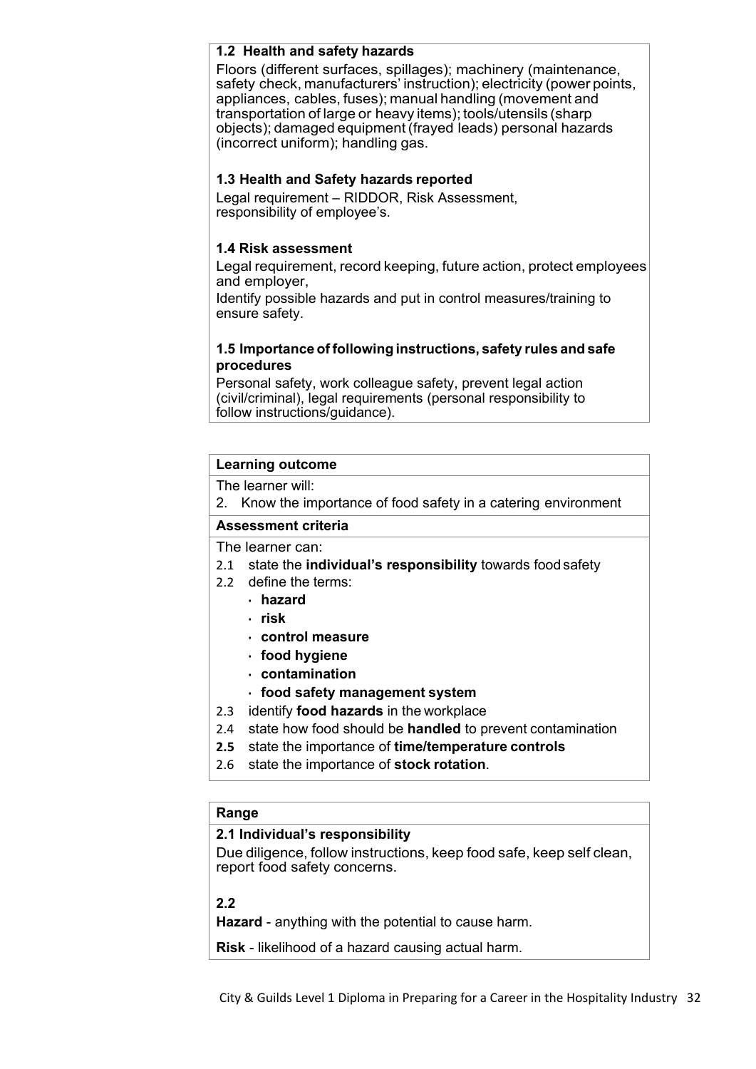**1.2 Health and safety hazards**

Floors (different surfaces, spillages); machinery (maintenance, safety check, manufacturers' instruction); electricity (power points, appliances, cables, fuses); manual handling (movement and transportation of large or heavy items); tools/utensils (sharp objects); damaged equipment (frayed leads) personal hazards (incorrect uniform); handling gas.

**1.3 Health and Safety hazards reported**

Legal requirement – RIDDOR, Risk Assessment, responsibility of employee's.

**1.4 Risk assessment**

Legal requirement, record keeping, future action, protect employees and employer,

Identify possible hazards and put in control measures/training to ensure safety.

**1.5 Importance of following instructions, safety rules and safe procedures**

Personal safety, work colleague safety, prevent legal action (civil/criminal), legal requirements (personal responsibility to follow instructions/guidance).

**Learning outcome**

The learner will:

2. Know the importance of food safety in a catering environment

**Assessment criteria**

The learner can:

- 2.1 state the **individual's responsibility** towards food safety
- 2.2 define the terms:
  - **hazard**
  - **risk**
  - **control measure**
  - **food hygiene**
  - **contamination**
  - **food safety management system**
- 2.3 identify **food hazards** in the workplace
- 2.4 state how food should be **handled** to prevent contamination
- **2.5** state the importance of **time/temperature controls**
- 2.6 state the importance of **stock rotation**.

**Range**

**2.1 Individual's responsibility**

Due diligence, follow instructions, keep food safe, keep self clean, report food safety concerns.

**2.2**

**Hazard** - anything with the potential to cause harm.

**Risk** - likelihood of a hazard causing actual harm.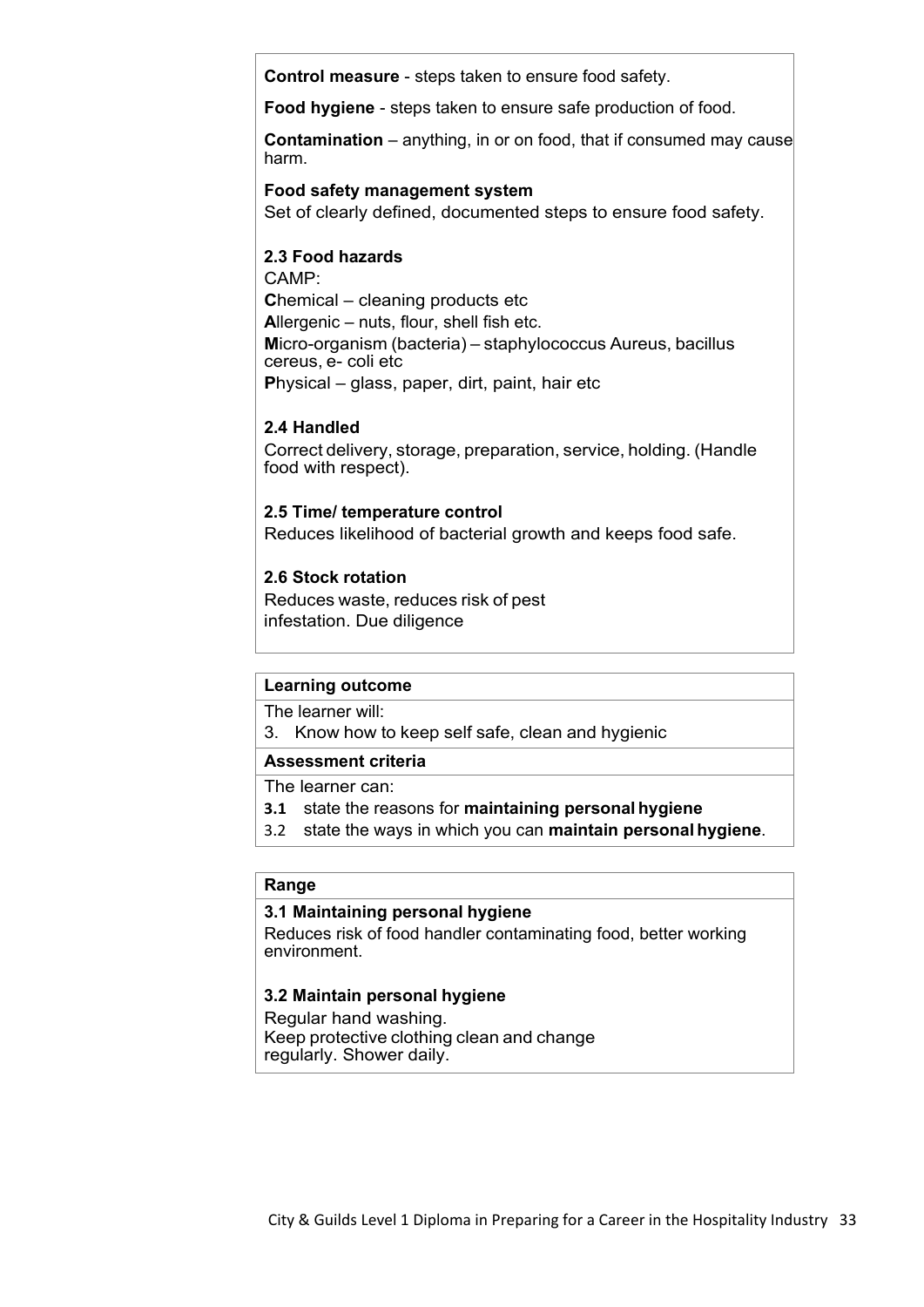**Control measure** - steps taken to ensure food safety.

**Food hygiene** - steps taken to ensure safe production of food.

**Contamination** – anything, in or on food, that if consumed may cause harm.

**Food safety management system**
Set of clearly defined, documented steps to ensure food safety.

**2.3 Food hazards**

CAMP:
**C**hemical – cleaning products etc
**A**llergenic – nuts, flour, shell fish etc.
**M**icro-organism (bacteria) – staphylococcus Aureus, bacillus cereus, e- coli etc
**P**hysical – glass, paper, dirt, paint, hair etc

**2.4 Handled**

Correct delivery, storage, preparation, service, holding. (Handle food with respect).

**2.5 Time/ temperature control**

Reduces likelihood of bacterial growth and keeps food safe.

**2.6 Stock rotation**

Reduces waste, reduces risk of pest infestation. Due diligence

**Learning outcome**

The learner will:

3. Know how to keep self safe, clean and hygienic

**Assessment criteria**

The learner can:

**3.1** state the reasons for **maintaining personal hygiene**

3.2 state the ways in which you can **maintain personal hygiene**.

**Range**

**3.1 Maintaining personal hygiene**

Reduces risk of food handler contaminating food, better working environment.

**3.2 Maintain personal hygiene**

Regular hand washing.
Keep protective clothing clean and change regularly. Shower daily.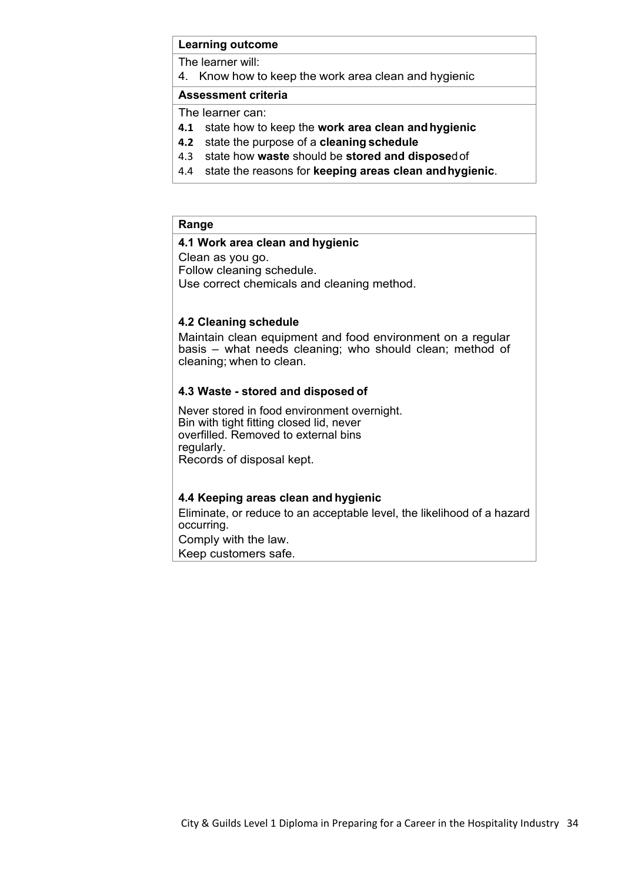**Learning outcome**

The learner will:

4. Know how to keep the work area clean and hygienic

**Assessment criteria**

The learner can:

- **4.1** state how to keep the **work area clean and hygienic**
- **4.2** state the purpose of a **cleaning schedule**
- 4.3 state how **waste** should be **stored and disposed** of
- 4.4 state the reasons for **keeping areas clean and hygienic**.

**Range**

**4.1 Work area clean and hygienic**

Clean as you go.
Follow cleaning schedule.
Use correct chemicals and cleaning method.

**4.2 Cleaning schedule**

Maintain clean equipment and food environment on a regular basis – what needs cleaning; who should clean; method of cleaning; when to clean.

**4.3 Waste - stored and disposed of**

Never stored in food environment overnight.
Bin with tight fitting closed lid, never overfilled. Removed to external bins regularly.
Records of disposal kept.

**4.4 Keeping areas clean and hygienic**

Eliminate, or reduce to an acceptable level, the likelihood of a hazard occurring.
Comply with the law.
Keep customers safe.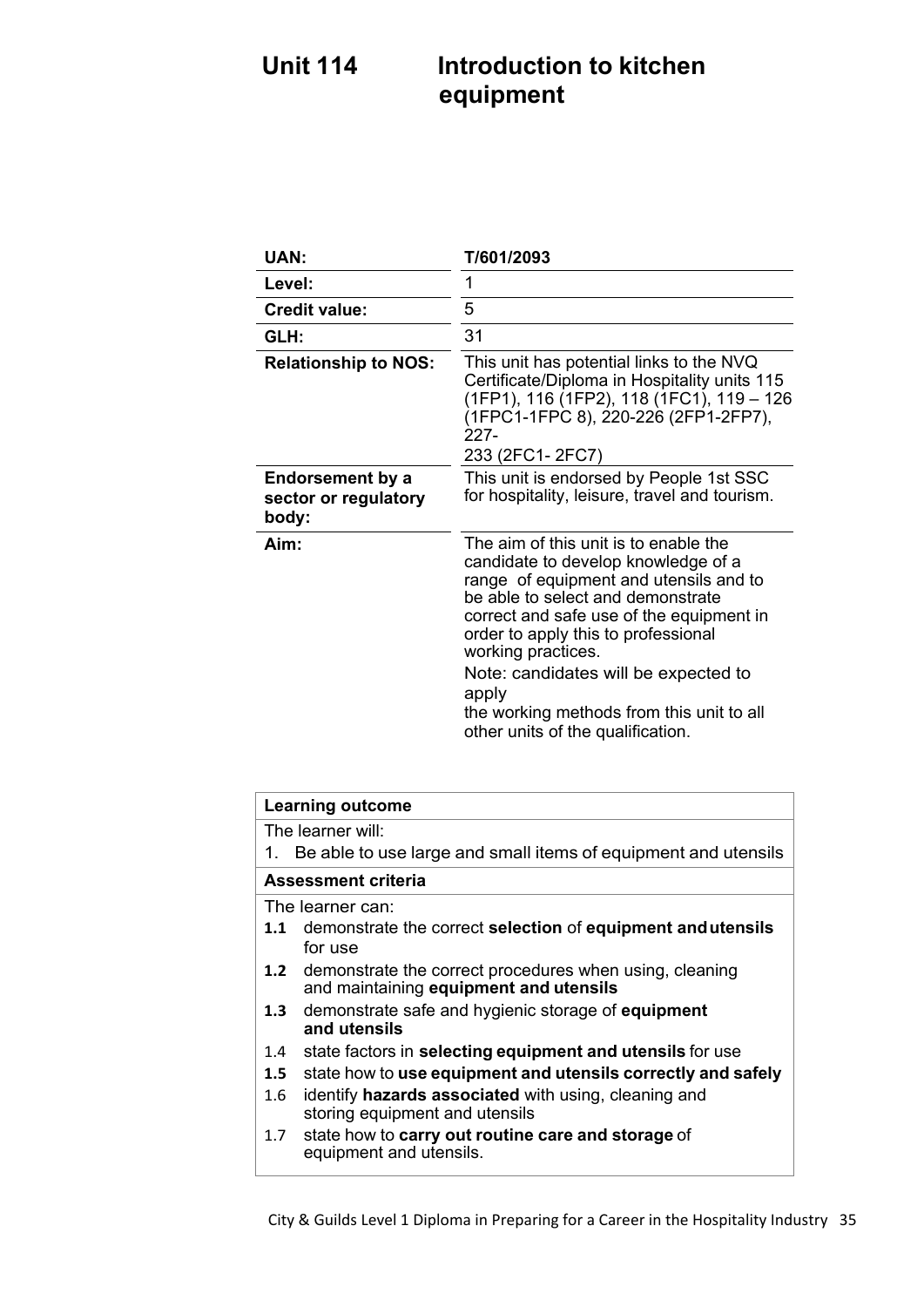# Unit 114 Introduction to kitchen equipment

| | |
|---|---|
| **UAN:** | **T/601/2093** |
| **Level:** | 1 |
| **Credit value:** | 5 |
| **GLH:** | 31 |
| **Relationship to NOS:** | This unit has potential links to the NVQ Certificate/Diploma in Hospitality units 115 (1FP1), 116 (1FP2), 118 (1FC1), 119 – 126 (1FPC1-1FPC 8), 220-226 (2FP1-2FP7), 227-233 (2FC1- 2FC7) |
| **Endorsement by a sector or regulatory body:** | This unit is endorsed by People 1st SSC for hospitality, leisure, travel and tourism. |
| **Aim:** | The aim of this unit is to enable the candidate to develop knowledge of a range of equipment and utensils and to be able to select and demonstrate correct and safe use of the equipment in order to apply this to professional working practices. Note: candidates will be expected to apply the working methods from this unit to all other units of the qualification. |

| **Learning outcome** |
|---|
| The learner will: |
| 1. Be able to use large and small items of equipment and utensils |
| **Assessment criteria** |
| The learner can: |
| **1.1** demonstrate the correct **selection** of **equipment and utensils** for use |
| **1.2** demonstrate the correct procedures when using, cleaning and maintaining **equipment and utensils** |
| **1.3** demonstrate safe and hygienic storage of **equipment and utensils** |
| 1.4 state factors in **selecting equipment and utensils** for use |
| **1.5** state how to **use equipment and utensils correctly and safely** |
| 1.6 identify **hazards associated** with using, cleaning and storing equipment and utensils |
| 1.7 state how to **carry out routine care and storage** of equipment and utensils. |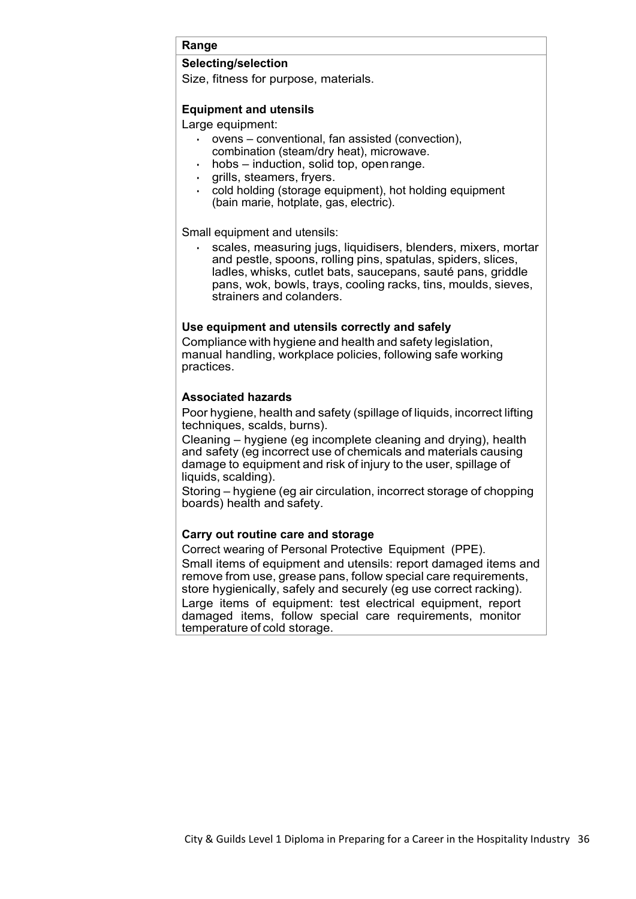**Range**

**Selecting/selection**

Size, fitness for purpose, materials.

**Equipment and utensils**

Large equipment:

- ovens – conventional, fan assisted (convection), combination (steam/dry heat), microwave.
- hobs – induction, solid top, open range.
- grills, steamers, fryers.
- cold holding (storage equipment), hot holding equipment (bain marie, hotplate, gas, electric).

Small equipment and utensils:

- scales, measuring jugs, liquidisers, blenders, mixers, mortar and pestle, spoons, rolling pins, spatulas, spiders, slices, ladles, whisks, cutlet bats, saucepans, sauté pans, griddle pans, wok, bowls, trays, cooling racks, tins, moulds, sieves, strainers and colanders.

**Use equipment and utensils correctly and safely**

Compliance with hygiene and health and safety legislation, manual handling, workplace policies, following safe working practices.

**Associated hazards**

Poor hygiene, health and safety (spillage of liquids, incorrect lifting techniques, scalds, burns).

Cleaning – hygiene (eg incomplete cleaning and drying), health and safety (eg incorrect use of chemicals and materials causing damage to equipment and risk of injury to the user, spillage of liquids, scalding).

Storing – hygiene (eg air circulation, incorrect storage of chopping boards) health and safety.

**Carry out routine care and storage**

Correct wearing of Personal Protective Equipment (PPE).

Small items of equipment and utensils: report damaged items and remove from use, grease pans, follow special care requirements, store hygienically, safely and securely (eg use correct racking).

Large items of equipment: test electrical equipment, report damaged items, follow special care requirements, monitor temperature of cold storage.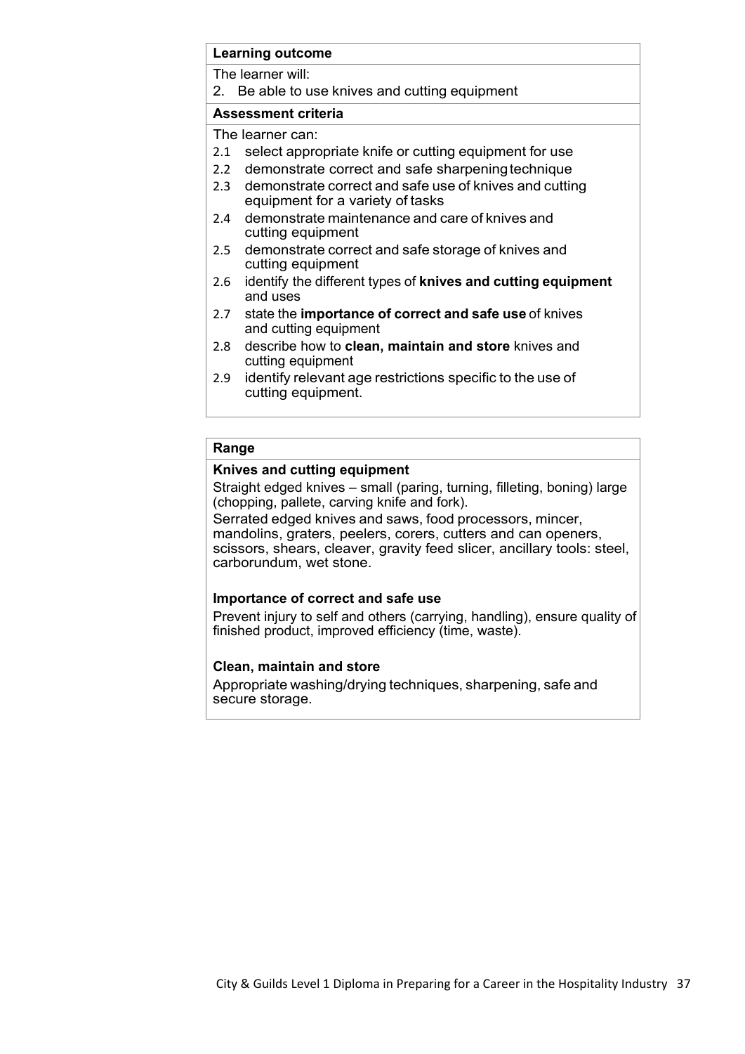### Learning outcome

The learner will:

2. Be able to use knives and cutting equipment

### Assessment criteria

The learner can:

2.1 select appropriate knife or cutting equipment for use
2.2 demonstrate correct and safe sharpening technique
2.3 demonstrate correct and safe use of knives and cutting equipment for a variety of tasks
2.4 demonstrate maintenance and care of knives and cutting equipment
2.5 demonstrate correct and safe storage of knives and cutting equipment
2.6 identify the different types of **knives and cutting equipment** and uses
2.7 state the **importance of correct and safe use** of knives and cutting equipment
2.8 describe how to **clean, maintain and store** knives and cutting equipment
2.9 identify relevant age restrictions specific to the use of cutting equipment.

### Range

**Knives and cutting equipment**

Straight edged knives – small (paring, turning, filleting, boning) large (chopping, pallete, carving knife and fork).

Serrated edged knives and saws, food processors, mincer, mandolins, graters, peelers, corers, cutters and can openers, scissors, shears, cleaver, gravity feed slicer, ancillary tools: steel, carborundum, wet stone.

**Importance of correct and safe use**

Prevent injury to self and others (carrying, handling), ensure quality of finished product, improved efficiency (time, waste).

**Clean, maintain and store**

Appropriate washing/drying techniques, sharpening, safe and secure storage.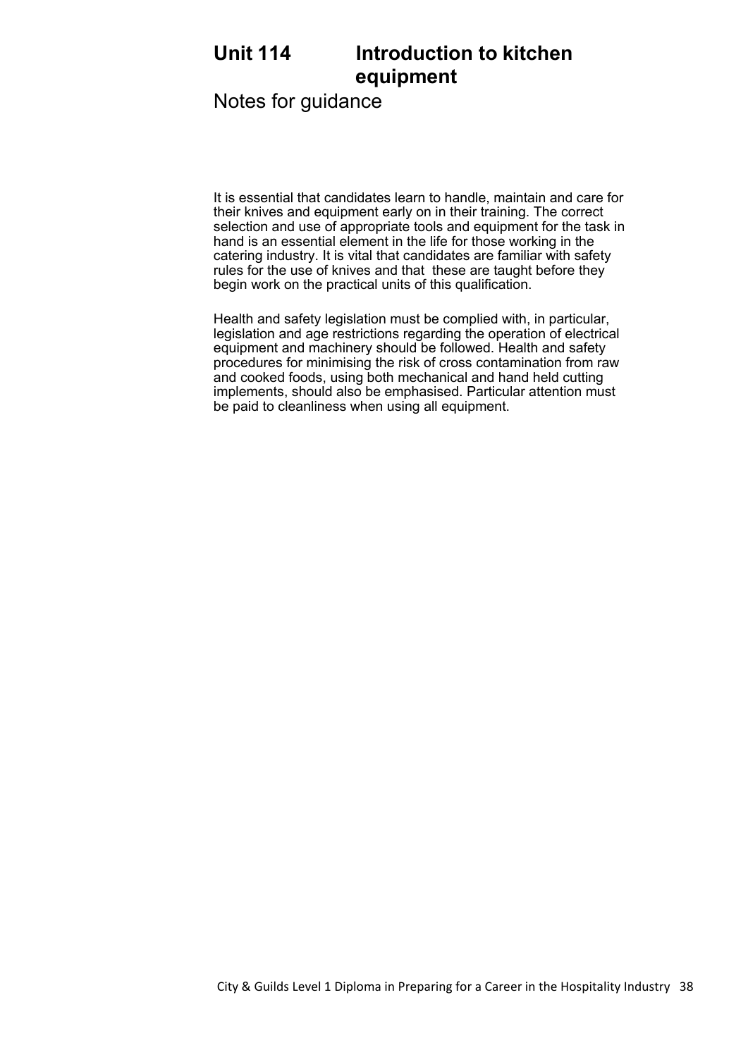# Unit 114 Introduction to kitchen equipment

## Notes for guidance

It is essential that candidates learn to handle, maintain and care for their knives and equipment early on in their training. The correct selection and use of appropriate tools and equipment for the task in hand is an essential element in the life for those working in the catering industry. It is vital that candidates are familiar with safety rules for the use of knives and that these are taught before they begin work on the practical units of this qualification.

Health and safety legislation must be complied with, in particular, legislation and age restrictions regarding the operation of electrical equipment and machinery should be followed. Health and safety procedures for minimising the risk of cross contamination from raw and cooked foods, using both mechanical and hand held cutting implements, should also be emphasised. Particular attention must be paid to cleanliness when using all equipment.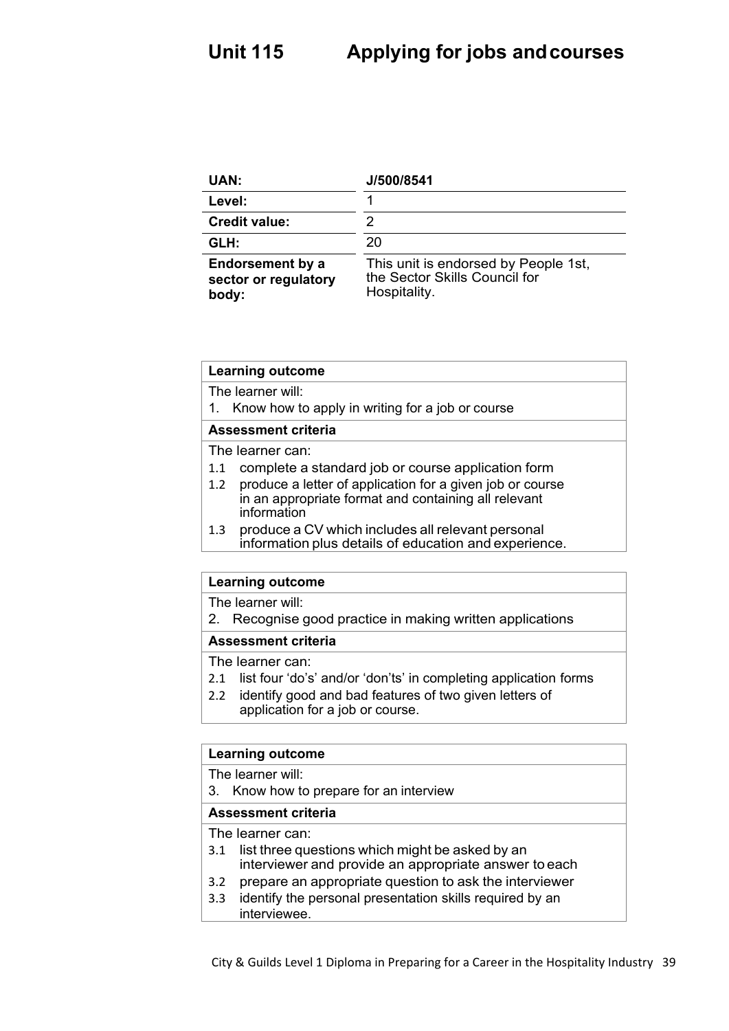# Unit 115 Applying for jobs and courses

| UAN: | J/500/8541 |
|---|---|
| Level: | 1 |
| Credit value: | 2 |
| GLH: | 20 |
| Endorsement by a sector or regulatory body: | This unit is endorsed by People 1st, the Sector Skills Council for Hospitality. |

| Learning outcome |
|---|
| The learner will: |
| 1. Know how to apply in writing for a job or course |
| **Assessment criteria** |
| The learner can: |
| 1.1 complete a standard job or course application form |
| 1.2 produce a letter of application for a given job or course in an appropriate format and containing all relevant information |
| 1.3 produce a CV which includes all relevant personal information plus details of education and experience. |

| Learning outcome |
|---|
| The learner will: |
| 2. Recognise good practice in making written applications |
| **Assessment criteria** |
| The learner can: |
| 2.1 list four 'do's' and/or 'don'ts' in completing application forms |
| 2.2 identify good and bad features of two given letters of application for a job or course. |

| Learning outcome |
|---|
| The learner will: |
| 3. Know how to prepare for an interview |
| **Assessment criteria** |
| The learner can: |
| 3.1 list three questions which might be asked by an interviewer and provide an appropriate answer to each |
| 3.2 prepare an appropriate question to ask the interviewer |
| 3.3 identify the personal presentation skills required by an interviewee. |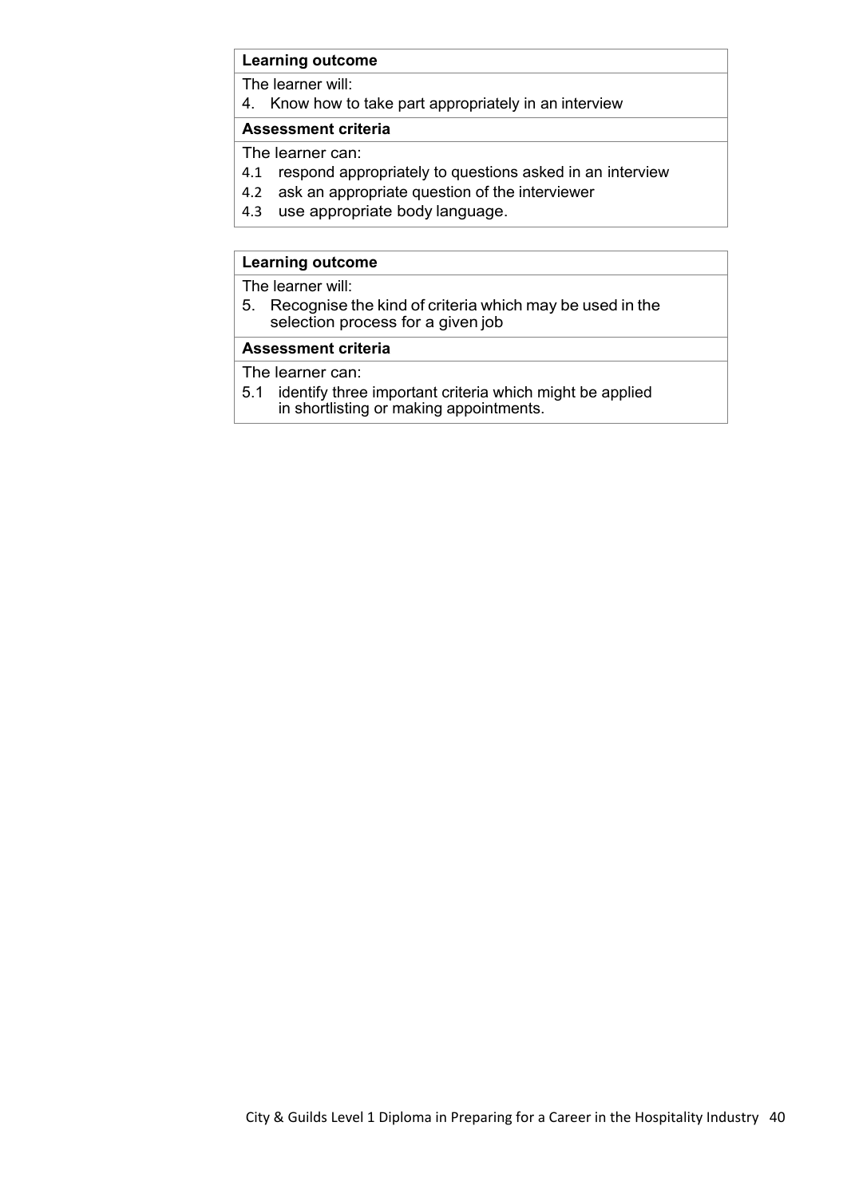| **Learning outcome** |
|---|
| The learner will: |
| 4. Know how to take part appropriately in an interview |
| **Assessment criteria** |
| The learner can:<br>4.1 respond appropriately to questions asked in an interview<br>4.2 ask an appropriate question of the interviewer<br>4.3 use appropriate body language. |

| **Learning outcome** |
|---|
| The learner will: |
| 5. Recognise the kind of criteria which may be used in the selection process for a given job |
| **Assessment criteria** |
| The learner can:<br>5.1 identify three important criteria which might be applied in shortlisting or making appointments. |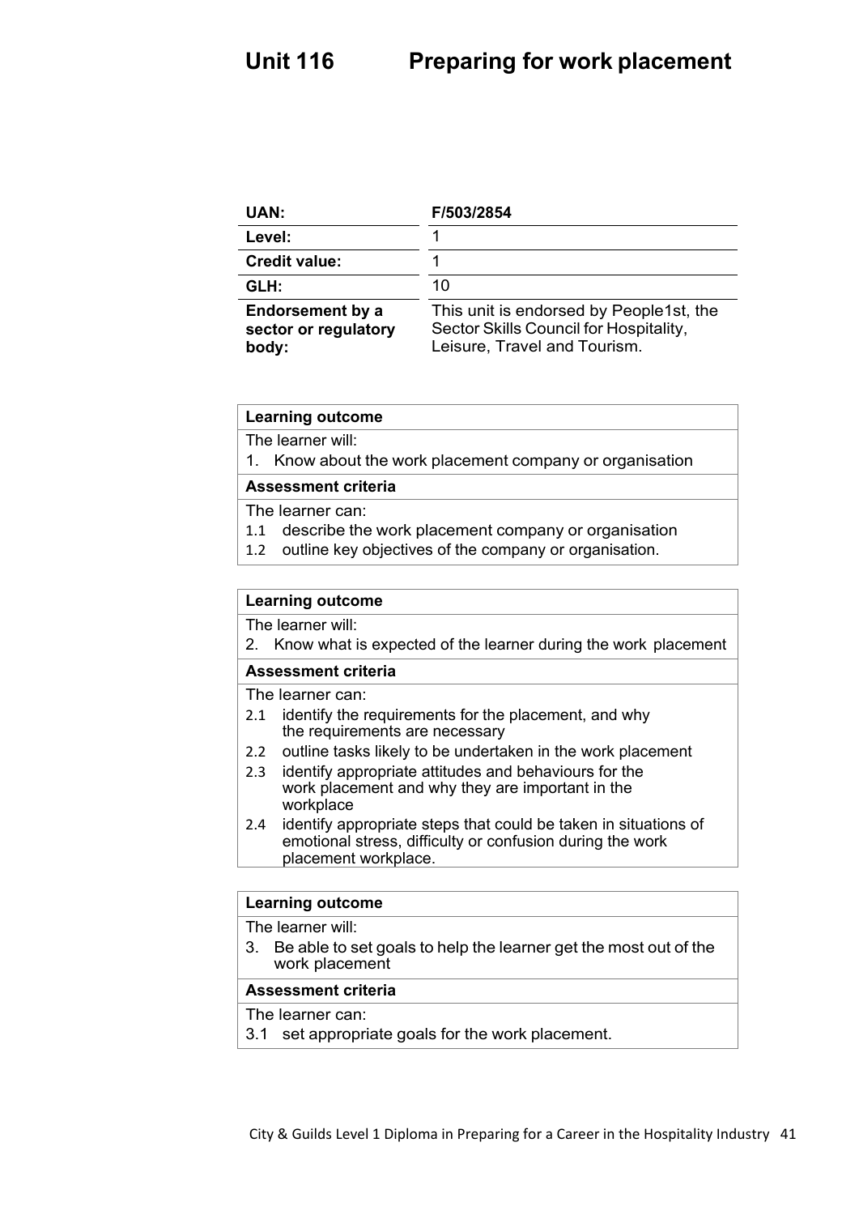# Unit 116 Preparing for work placement

| UAN: | F/503/2854 |
|---|---|
| Level: | 1 |
| Credit value: | 1 |
| GLH: | 10 |
| Endorsement by a sector or regulatory body: | This unit is endorsed by People1st, the Sector Skills Council for Hospitality, Leisure, Travel and Tourism. |

| **Learning outcome** |
|---|
| The learner will:<br>1. Know about the work placement company or organisation |
| **Assessment criteria** |
| The learner can:<br>1.1 describe the work placement company or organisation<br>1.2 outline key objectives of the company or organisation. |

| **Learning outcome** |
|---|
| The learner will:<br>2. Know what is expected of the learner during the work placement |
| **Assessment criteria** |
| The learner can:<br>2.1 identify the requirements for the placement, and why the requirements are necessary<br>2.2 outline tasks likely to be undertaken in the work placement<br>2.3 identify appropriate attitudes and behaviours for the work placement and why they are important in the workplace<br>2.4 identify appropriate steps that could be taken in situations of emotional stress, difficulty or confusion during the work placement workplace. |

| **Learning outcome** |
|---|
| The learner will:<br>3. Be able to set goals to help the learner get the most out of the work placement |
| **Assessment criteria** |
| The learner can:<br>3.1 set appropriate goals for the work placement. |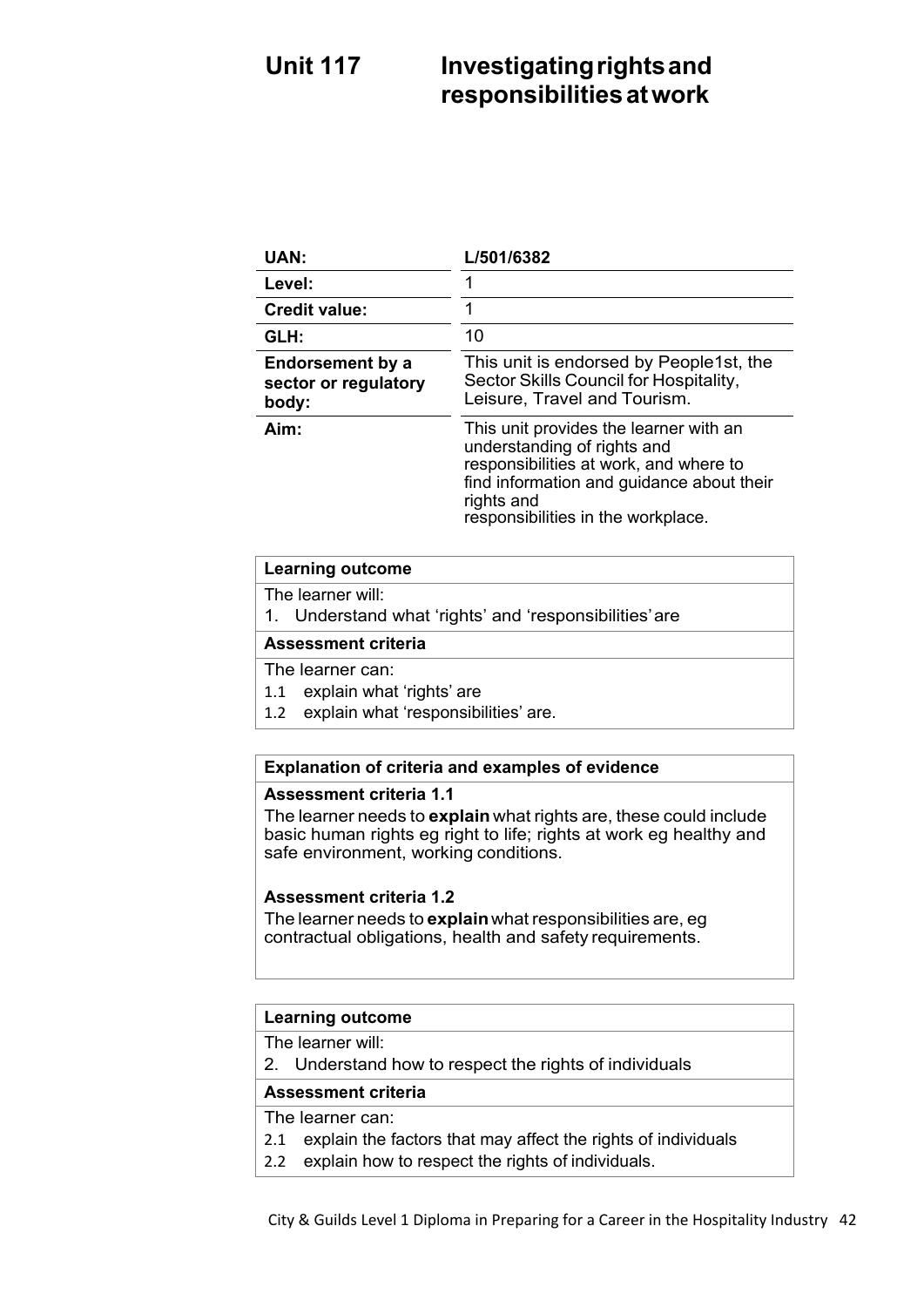# Unit 117 Investigating rights and responsibilities at work

| UAN: | L/501/6382 |
|---|---|
| Level: | 1 |
| Credit value: | 1 |
| GLH: | 10 |
| Endorsement by a sector or regulatory body: | This unit is endorsed by People1st, the Sector Skills Council for Hospitality, Leisure, Travel and Tourism. |
| Aim: | This unit provides the learner with an understanding of rights and responsibilities at work, and where to find information and guidance about their rights and responsibilities in the workplace. |

**Learning outcome**

The learner will:

1. Understand what 'rights' and 'responsibilities' are

**Assessment criteria**

The learner can:

1.1 explain what 'rights' are

1.2 explain what 'responsibilities' are.

**Explanation of criteria and examples of evidence**

**Assessment criteria 1.1**

The learner needs to **explain** what rights are, these could include basic human rights eg right to life; rights at work eg healthy and safe environment, working conditions.

**Assessment criteria 1.2**

The learner needs to **explain** what responsibilities are, eg contractual obligations, health and safety requirements.

**Learning outcome**

The learner will:

2. Understand how to respect the rights of individuals

**Assessment criteria**

The learner can:

2.1 explain the factors that may affect the rights of individuals

2.2 explain how to respect the rights of individuals.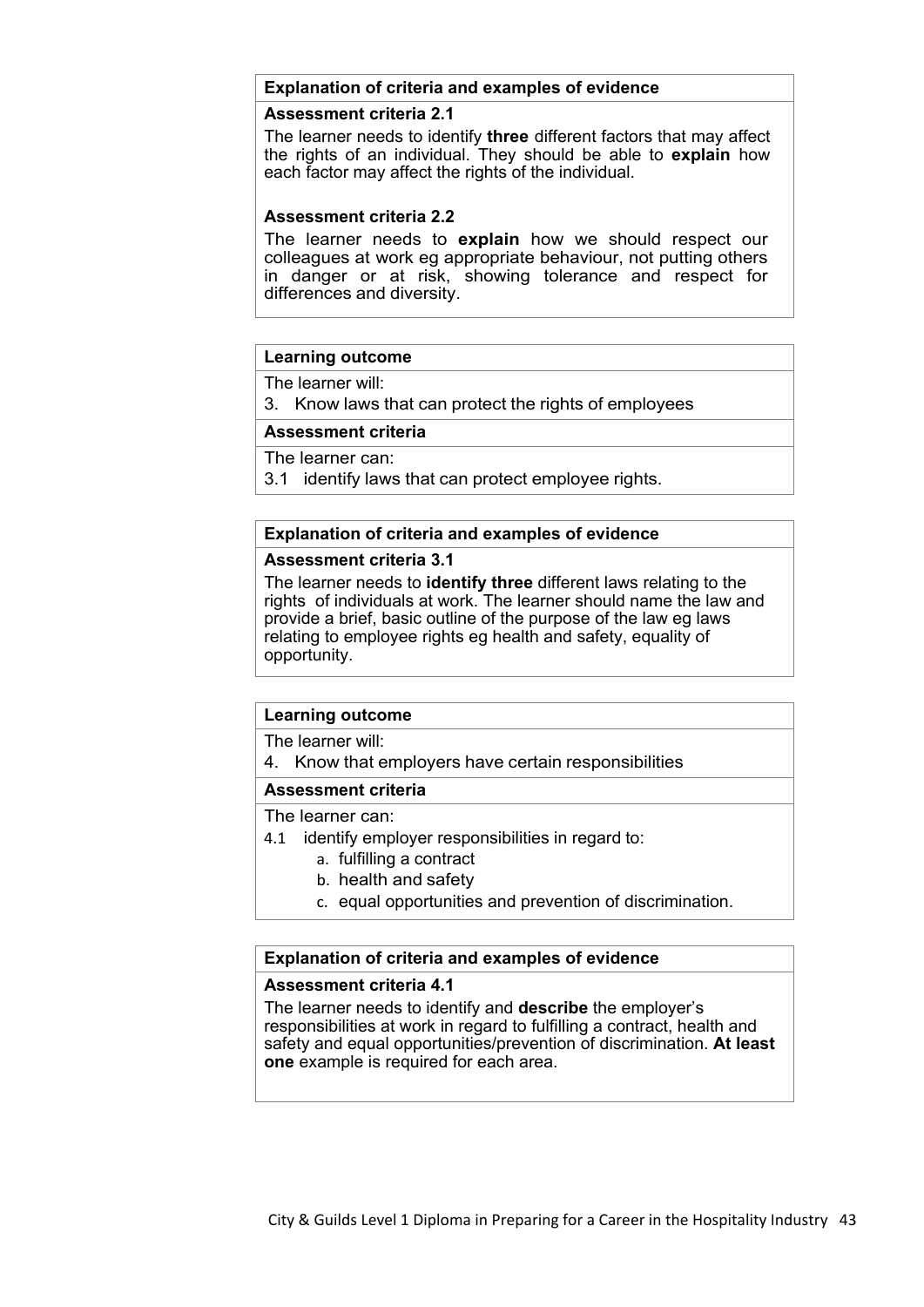| **Explanation of criteria and examples of evidence** |
| --- |
| **Assessment criteria 2.1** |
| The learner needs to identify **three** different factors that may affect the rights of an individual. They should be able to **explain** how each factor may affect the rights of the individual. |
| **Assessment criteria 2.2** |
| The learner needs to **explain** how we should respect our colleagues at work eg appropriate behaviour, not putting others in danger or at risk, showing tolerance and respect for differences and diversity. |

| **Learning outcome** |
| --- |
| The learner will: |
| 3. Know laws that can protect the rights of employees |
| **Assessment criteria** |
| The learner can: |
| 3.1 identify laws that can protect employee rights. |

| **Explanation of criteria and examples of evidence** |
| --- |
| **Assessment criteria 3.1** |
| The learner needs to **identify three** different laws relating to the rights of individuals at work. The learner should name the law and provide a brief, basic outline of the purpose of the law eg laws relating to employee rights eg health and safety, equality of opportunity. |

| **Learning outcome** |
| --- |
| The learner will: |
| 4. Know that employers have certain responsibilities |
| **Assessment criteria** |
| The learner can: |
| 4.1 identify employer responsibilities in regard to: a. fulfilling a contract b. health and safety c. equal opportunities and prevention of discrimination. |

| **Explanation of criteria and examples of evidence** |
| --- |
| **Assessment criteria 4.1** |
| The learner needs to identify and **describe** the employer's responsibilities at work in regard to fulfilling a contract, health and safety and equal opportunities/prevention of discrimination. **At least one** example is required for each area. |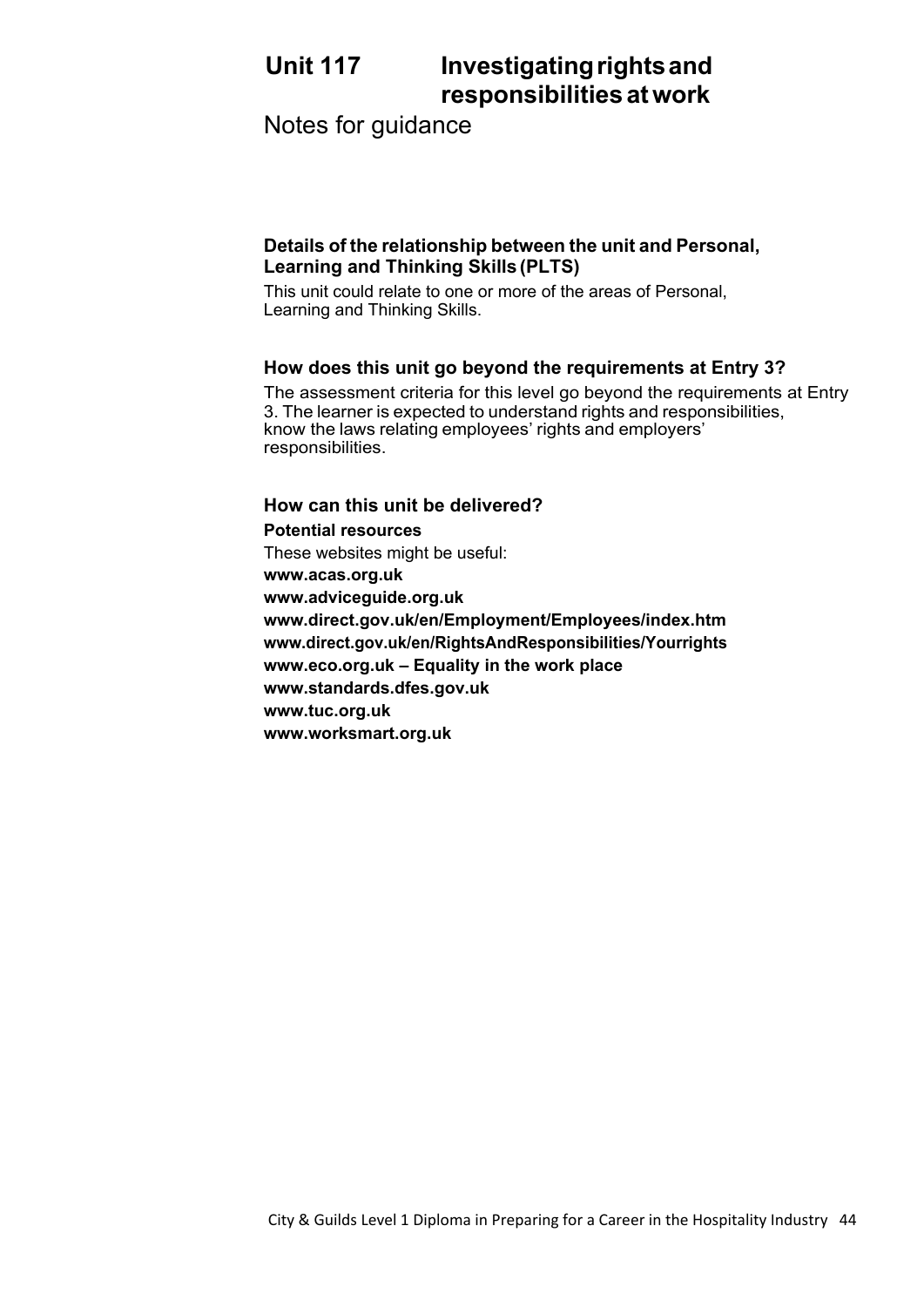# Unit 117 Investigating rights and responsibilities at work

## Notes for guidance

### Details of the relationship between the unit and Personal, Learning and Thinking Skills (PLTS)

This unit could relate to one or more of the areas of Personal, Learning and Thinking Skills.

### How does this unit go beyond the requirements at Entry 3?

The assessment criteria for this level go beyond the requirements at Entry 3. The learner is expected to understand rights and responsibilities, know the laws relating employees' rights and employers' responsibilities.

### How can this unit be delivered?

**Potential resources**

These websites might be useful:

**www.acas.org.uk**
**www.adviceguide.org.uk**
**www.direct.gov.uk/en/Employment/Employees/index.htm**
**www.direct.gov.uk/en/RightsAndResponsibilities/Yourrights**
**www.eco.org.uk – Equality in the work place**
**www.standards.dfes.gov.uk**
**www.tuc.org.uk**
**www.worksmart.org.uk**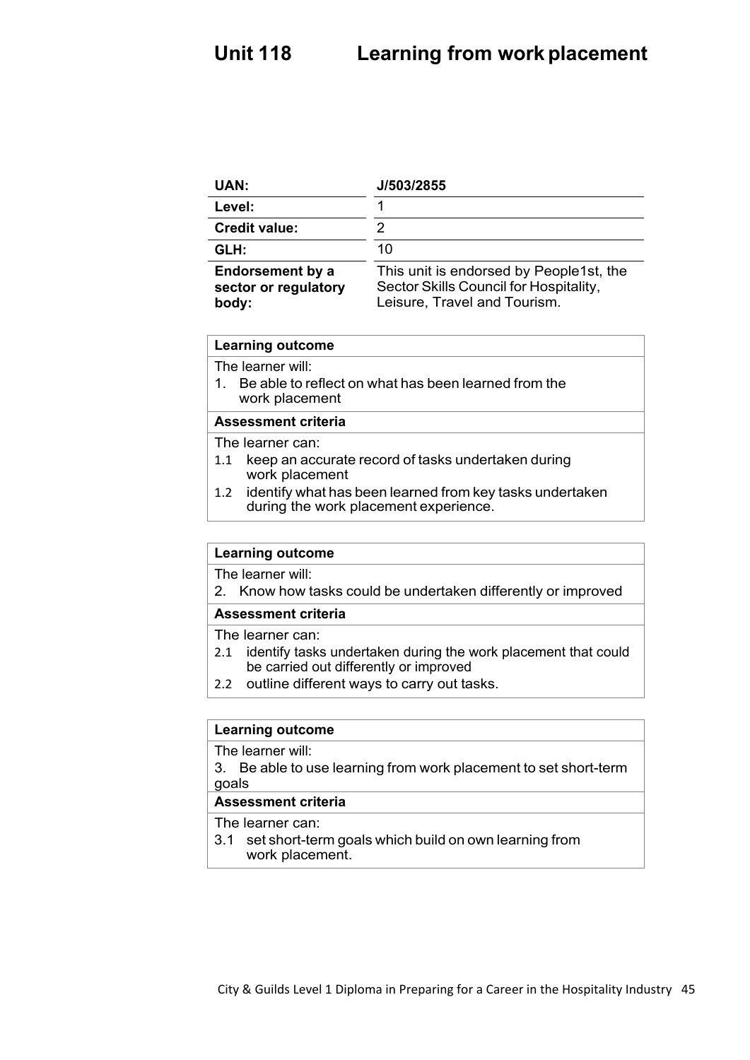# Unit 118 Learning from work placement

| UAN: | J/503/2855 |
|---|---|
| Level: | 1 |
| Credit value: | 2 |
| GLH: | 10 |
| Endorsement by a sector or regulatory body: | This unit is endorsed by People1st, the Sector Skills Council for Hospitality, Leisure, Travel and Tourism. |

| Learning outcome |
|---|
| The learner will:<br>1. Be able to reflect on what has been learned from the work placement |
| **Assessment criteria** |
| The learner can:<br>1.1 keep an accurate record of tasks undertaken during work placement<br>1.2 identify what has been learned from key tasks undertaken during the work placement experience. |

| Learning outcome |
|---|
| The learner will:<br>2. Know how tasks could be undertaken differently or improved |
| **Assessment criteria** |
| The learner can:<br>2.1 identify tasks undertaken during the work placement that could be carried out differently or improved<br>2.2 outline different ways to carry out tasks. |

| Learning outcome |
|---|
| The learner will:<br>3. Be able to use learning from work placement to set short-term goals |
| **Assessment criteria** |
| The learner can:<br>3.1 set short-term goals which build on own learning from work placement. |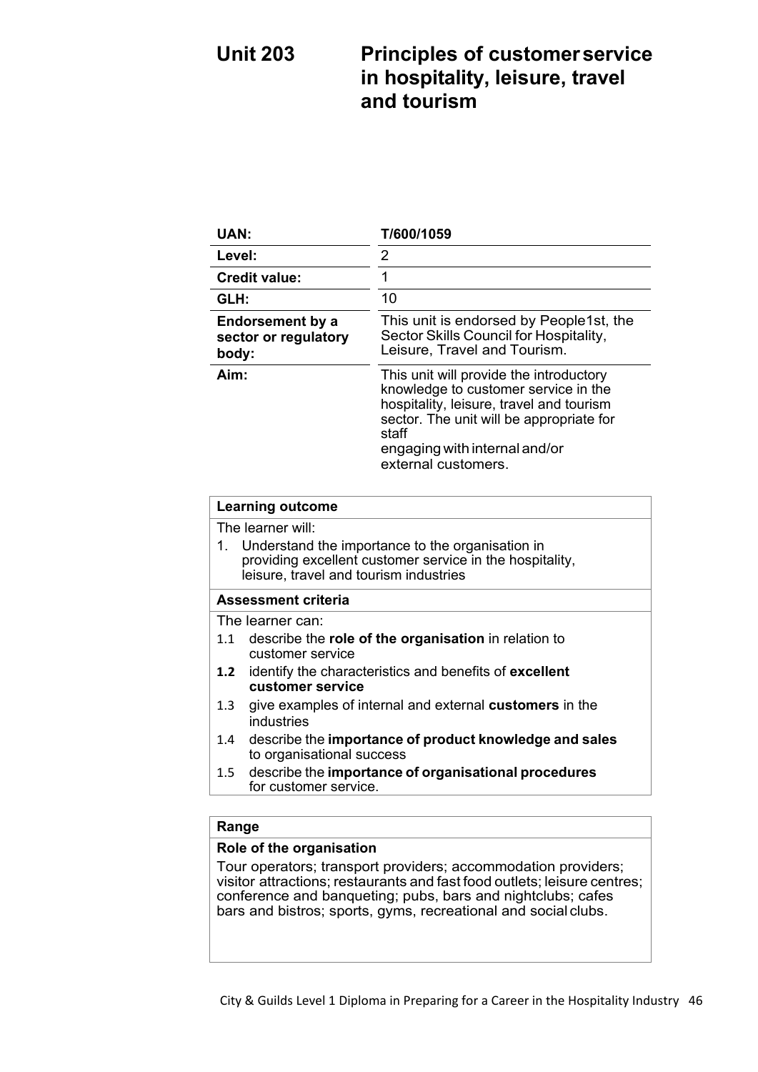# Unit 203 Principles of customer service in hospitality, leisure, travel and tourism

| UAN: | T/600/1059 |
|---|---|
| Level: | 2 |
| Credit value: | 1 |
| GLH: | 10 |
| Endorsement by a sector or regulatory body: | This unit is endorsed by People1st, the Sector Skills Council for Hospitality, Leisure, Travel and Tourism. |
| Aim: | This unit will provide the introductory knowledge to customer service in the hospitality, leisure, travel and tourism sector. The unit will be appropriate for staff engaging with internal and/or external customers. |

| Learning outcome |
|---|
| The learner will:<br>1. Understand the importance to the organisation in providing excellent customer service in the hospitality, leisure, travel and tourism industries |
| **Assessment criteria** |
| The learner can:<br>1.1 describe the **role of the organisation** in relation to customer service<br>**1.2** identify the characteristics and benefits of **excellent customer service**<br>1.3 give examples of internal and external **customers** in the industries<br>1.4 describe the **importance of product knowledge and sales** to organisational success<br>1.5 describe the **importance of organisational procedures** for customer service. |

| Range |
|---|
| **Role of the organisation** |
| Tour operators; transport providers; accommodation providers; visitor attractions; restaurants and fast food outlets; leisure centres; conference and banqueting; pubs, bars and nightclubs; cafes bars and bistros; sports, gyms, recreational and social clubs. |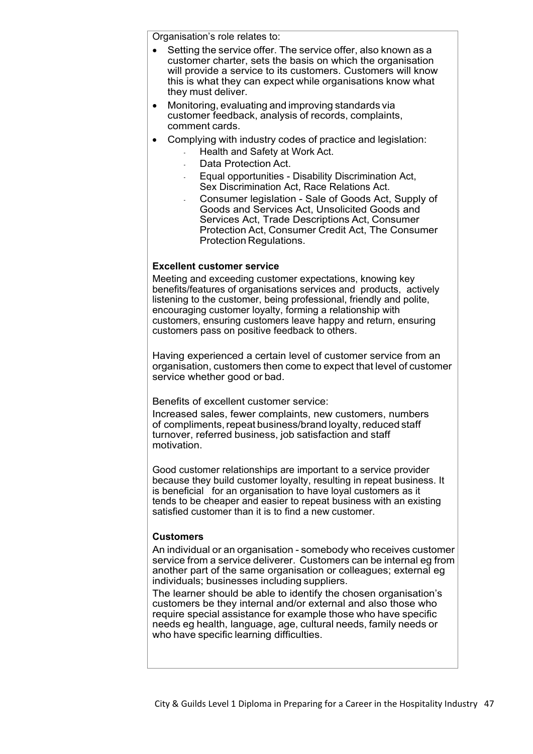Organisation's role relates to:

- Setting the service offer. The service offer, also known as a customer charter, sets the basis on which the organisation will provide a service to its customers. Customers will know this is what they can expect while organisations know what they must deliver.
- Monitoring, evaluating and improving standards via customer feedback, analysis of records, complaints, comment cards.
- Complying with industry codes of practice and legislation:
  - Health and Safety at Work Act.
  - Data Protection Act.
  - Equal opportunities - Disability Discrimination Act, Sex Discrimination Act, Race Relations Act.
  - Consumer legislation - Sale of Goods Act, Supply of Goods and Services Act, Unsolicited Goods and Services Act, Trade Descriptions Act, Consumer Protection Act, Consumer Credit Act, The Consumer Protection Regulations.

**Excellent customer service**

Meeting and exceeding customer expectations, knowing key benefits/features of organisations services and products, actively listening to the customer, being professional, friendly and polite, encouraging customer loyalty, forming a relationship with customers, ensuring customers leave happy and return, ensuring customers pass on positive feedback to others.

Having experienced a certain level of customer service from an organisation, customers then come to expect that level of customer service whether good or bad.

Benefits of excellent customer service:

Increased sales, fewer complaints, new customers, numbers of compliments, repeat business/brand loyalty, reduced staff turnover, referred business, job satisfaction and staff motivation.

Good customer relationships are important to a service provider because they build customer loyalty, resulting in repeat business. It is beneficial for an organisation to have loyal customers as it tends to be cheaper and easier to repeat business with an existing satisfied customer than it is to find a new customer.

**Customers**

An individual or an organisation - somebody who receives customer service from a service deliverer. Customers can be internal eg from another part of the same organisation or colleagues; external eg individuals; businesses including suppliers.

The learner should be able to identify the chosen organisation's customers be they internal and/or external and also those who require special assistance for example those who have specific needs eg health, language, age, cultural needs, family needs or who have specific learning difficulties.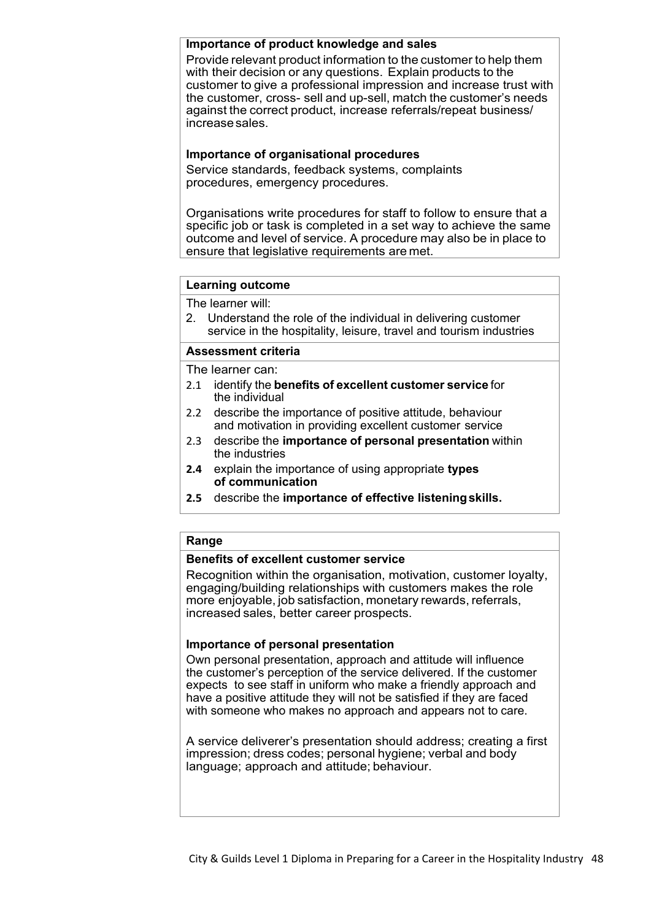**Importance of product knowledge and sales**

Provide relevant product information to the customer to help them with their decision or any questions. Explain products to the customer to give a professional impression and increase trust with the customer, cross- sell and up-sell, match the customer's needs against the correct product, increase referrals/repeat business/ increase sales.

**Importance of organisational procedures**

Service standards, feedback systems, complaints procedures, emergency procedures.

Organisations write procedures for staff to follow to ensure that a specific job or task is completed in a set way to achieve the same outcome and level of service. A procedure may also be in place to ensure that legislative requirements are met.

**Learning outcome**

The learner will:

2. Understand the role of the individual in delivering customer service in the hospitality, leisure, travel and tourism industries

**Assessment criteria**

The learner can:

- 2.1 identify the **benefits of excellent customer service** for the individual
- 2.2 describe the importance of positive attitude, behaviour and motivation in providing excellent customer service
- 2.3 describe the **importance of personal presentation** within the industries
- **2.4** explain the importance of using appropriate **types of communication**
- **2.5** describe the **importance of effective listening skills.**

**Range**

**Benefits of excellent customer service**

Recognition within the organisation, motivation, customer loyalty, engaging/building relationships with customers makes the role more enjoyable, job satisfaction, monetary rewards, referrals, increased sales, better career prospects.

**Importance of personal presentation**

Own personal presentation, approach and attitude will influence the customer's perception of the service delivered. If the customer expects to see staff in uniform who make a friendly approach and have a positive attitude they will not be satisfied if they are faced with someone who makes no approach and appears not to care.

A service deliverer's presentation should address; creating a first impression; dress codes; personal hygiene; verbal and body language; approach and attitude; behaviour.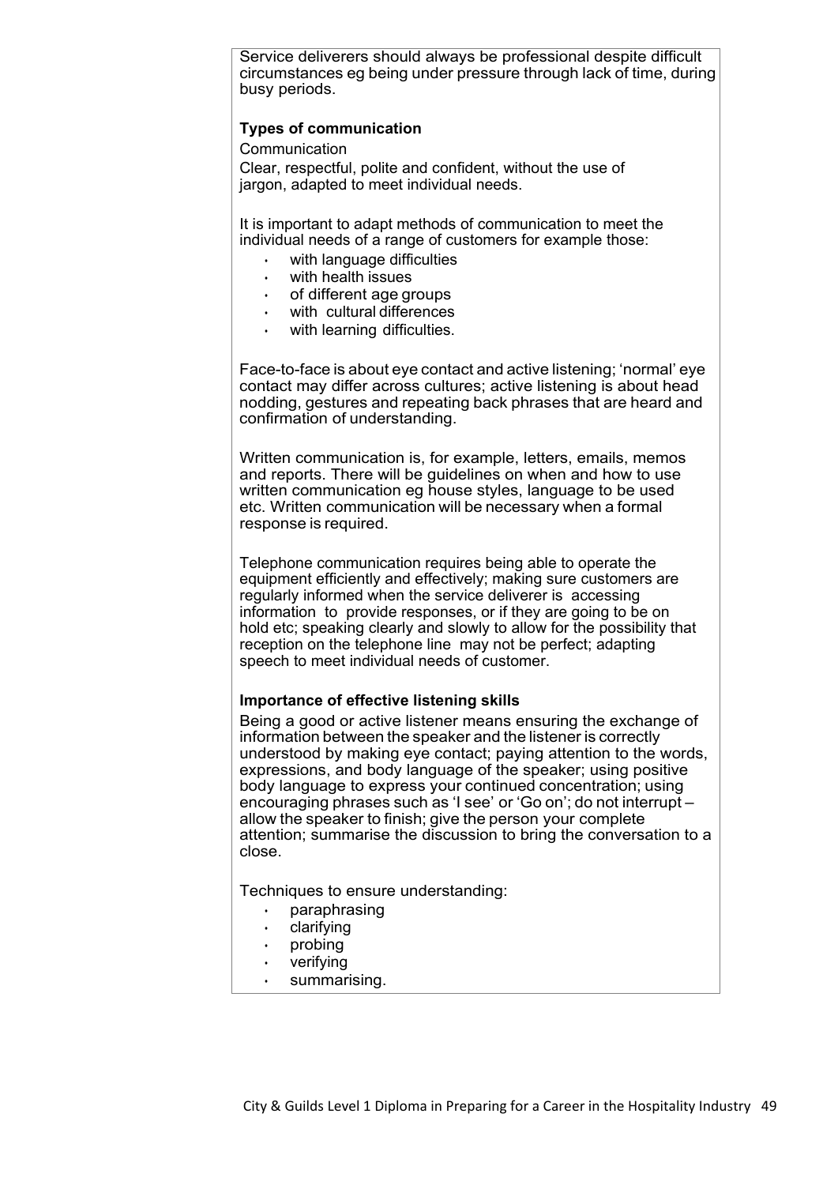Service deliverers should always be professional despite difficult circumstances eg being under pressure through lack of time, during busy periods.

**Types of communication**

Communication

Clear, respectful, polite and confident, without the use of jargon, adapted to meet individual needs.

It is important to adapt methods of communication to meet the individual needs of a range of customers for example those:

- with language difficulties
- with health issues
- of different age groups
- with cultural differences
- with learning difficulties.

Face-to-face is about eye contact and active listening; 'normal' eye contact may differ across cultures; active listening is about head nodding, gestures and repeating back phrases that are heard and confirmation of understanding.

Written communication is, for example, letters, emails, memos and reports. There will be guidelines on when and how to use written communication eg house styles, language to be used etc. Written communication will be necessary when a formal response is required.

Telephone communication requires being able to operate the equipment efficiently and effectively; making sure customers are regularly informed when the service deliverer is accessing information to provide responses, or if they are going to be on hold etc; speaking clearly and slowly to allow for the possibility that reception on the telephone line may not be perfect; adapting speech to meet individual needs of customer.

**Importance of effective listening skills**

Being a good or active listener means ensuring the exchange of information between the speaker and the listener is correctly understood by making eye contact; paying attention to the words, expressions, and body language of the speaker; using positive body language to express your continued concentration; using encouraging phrases such as 'I see' or 'Go on'; do not interrupt – allow the speaker to finish; give the person your complete attention; summarise the discussion to bring the conversation to a close.

Techniques to ensure understanding:

- paraphrasing
- clarifying
- probing
- verifying
- summarising.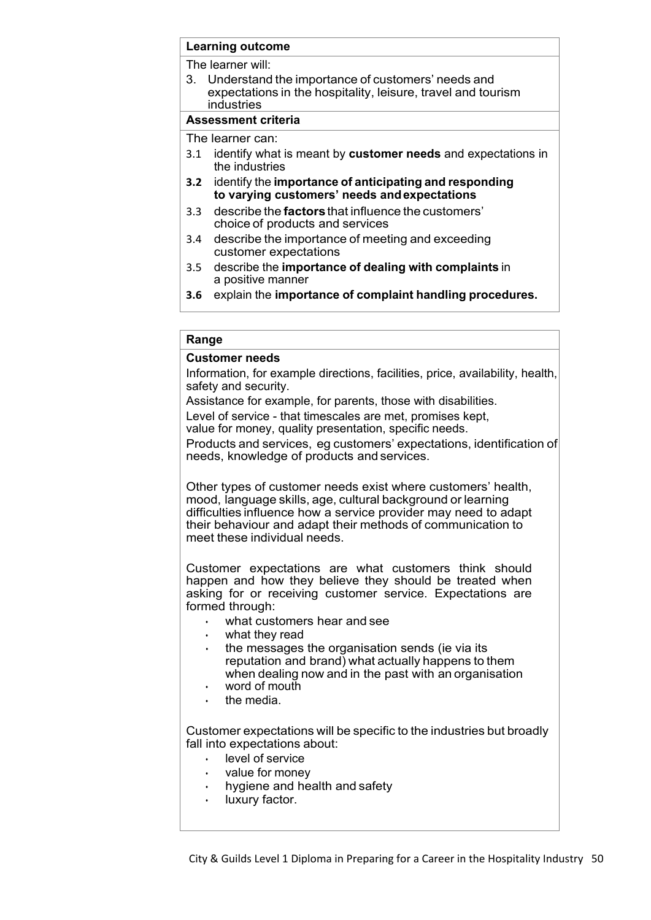**Learning outcome**

The learner will:

3. Understand the importance of customers' needs and expectations in the hospitality, leisure, travel and tourism industries

**Assessment criteria**

The learner can:

3.1 identify what is meant by **customer needs** and expectations in the industries

**3.2** identify the **importance of anticipating and responding to varying customers' needs and expectations**

3.3 describe the **factors** that influence the customers' choice of products and services

3.4 describe the importance of meeting and exceeding customer expectations

3.5 describe the **importance of dealing with complaints** in a positive manner

**3.6** explain the **importance of complaint handling procedures.**

**Range**

**Customer needs**

Information, for example directions, facilities, price, availability, health, safety and security.

Assistance for example, for parents, those with disabilities.

Level of service - that timescales are met, promises kept, value for money, quality presentation, specific needs.

Products and services, eg customers' expectations, identification of needs, knowledge of products and services.

Other types of customer needs exist where customers' health, mood, language skills, age, cultural background or learning difficulties influence how a service provider may need to adapt their behaviour and adapt their methods of communication to meet these individual needs.

Customer expectations are what customers think should happen and how they believe they should be treated when asking for or receiving customer service. Expectations are formed through:

- what customers hear and see
- what they read
- the messages the organisation sends (ie via its reputation and brand) what actually happens to them when dealing now and in the past with an organisation
- word of mouth
- the media.

Customer expectations will be specific to the industries but broadly fall into expectations about:

- level of service
- value for money
- hygiene and health and safety
- luxury factor.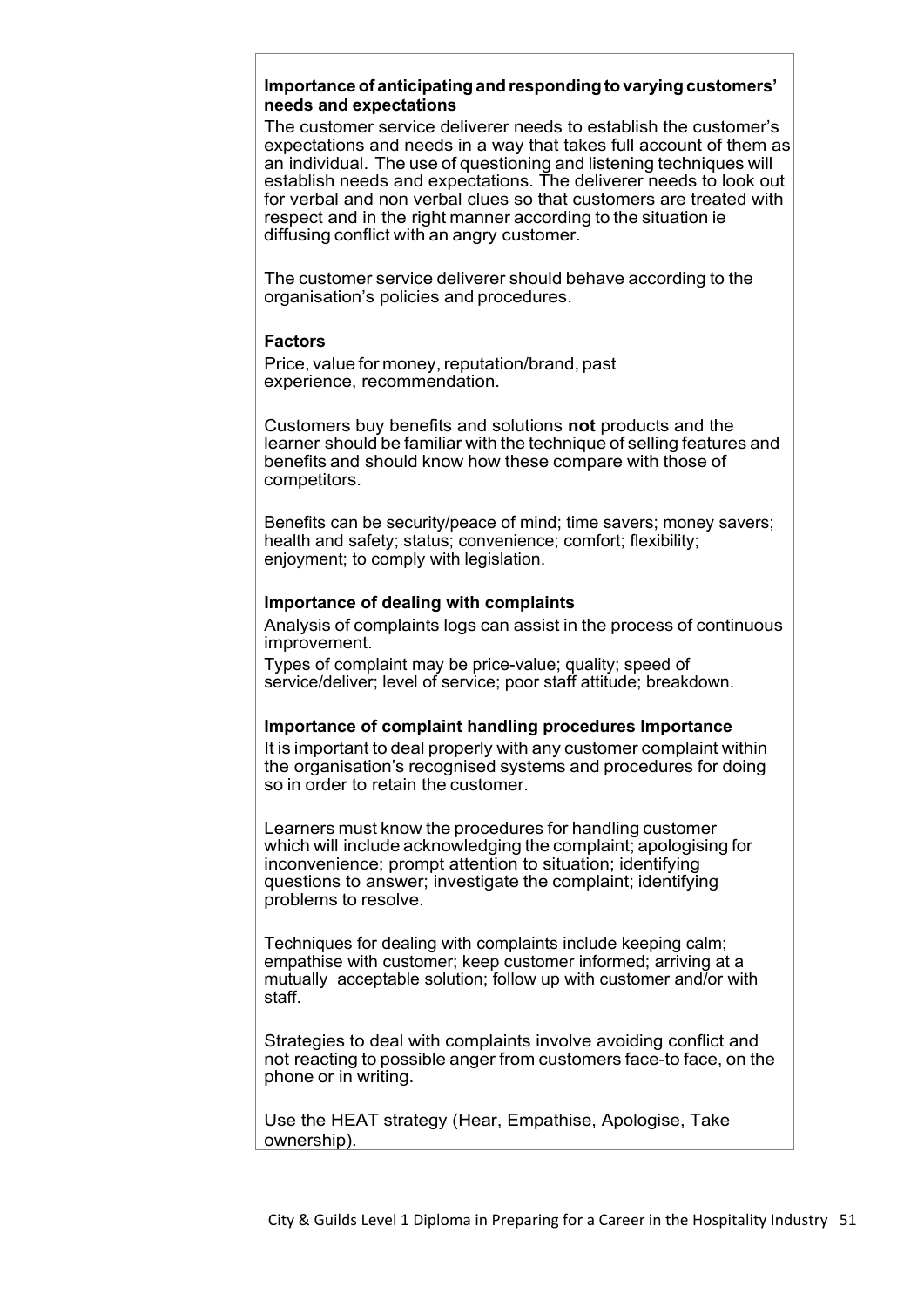**Importance of anticipating and responding to varying customers' needs and expectations**

The customer service deliverer needs to establish the customer's expectations and needs in a way that takes full account of them as an individual. The use of questioning and listening techniques will establish needs and expectations. The deliverer needs to look out for verbal and non verbal clues so that customers are treated with respect and in the right manner according to the situation ie diffusing conflict with an angry customer.

The customer service deliverer should behave according to the organisation's policies and procedures.

**Factors**

Price, value for money, reputation/brand, past experience, recommendation.

Customers buy benefits and solutions **not** products and the learner should be familiar with the technique of selling features and benefits and should know how these compare with those of competitors.

Benefits can be security/peace of mind; time savers; money savers; health and safety; status; convenience; comfort; flexibility; enjoyment; to comply with legislation.

**Importance of dealing with complaints**

Analysis of complaints logs can assist in the process of continuous improvement.

Types of complaint may be price-value; quality; speed of service/deliver; level of service; poor staff attitude; breakdown.

**Importance of complaint handling procedures Importance**

It is important to deal properly with any customer complaint within the organisation's recognised systems and procedures for doing so in order to retain the customer.

Learners must know the procedures for handling customer which will include acknowledging the complaint; apologising for inconvenience; prompt attention to situation; identifying questions to answer; investigate the complaint; identifying problems to resolve.

Techniques for dealing with complaints include keeping calm; empathise with customer; keep customer informed; arriving at a mutually acceptable solution; follow up with customer and/or with staff.

Strategies to deal with complaints involve avoiding conflict and not reacting to possible anger from customers face-to face, on the phone or in writing.

Use the HEAT strategy (Hear, Empathise, Apologise, Take ownership).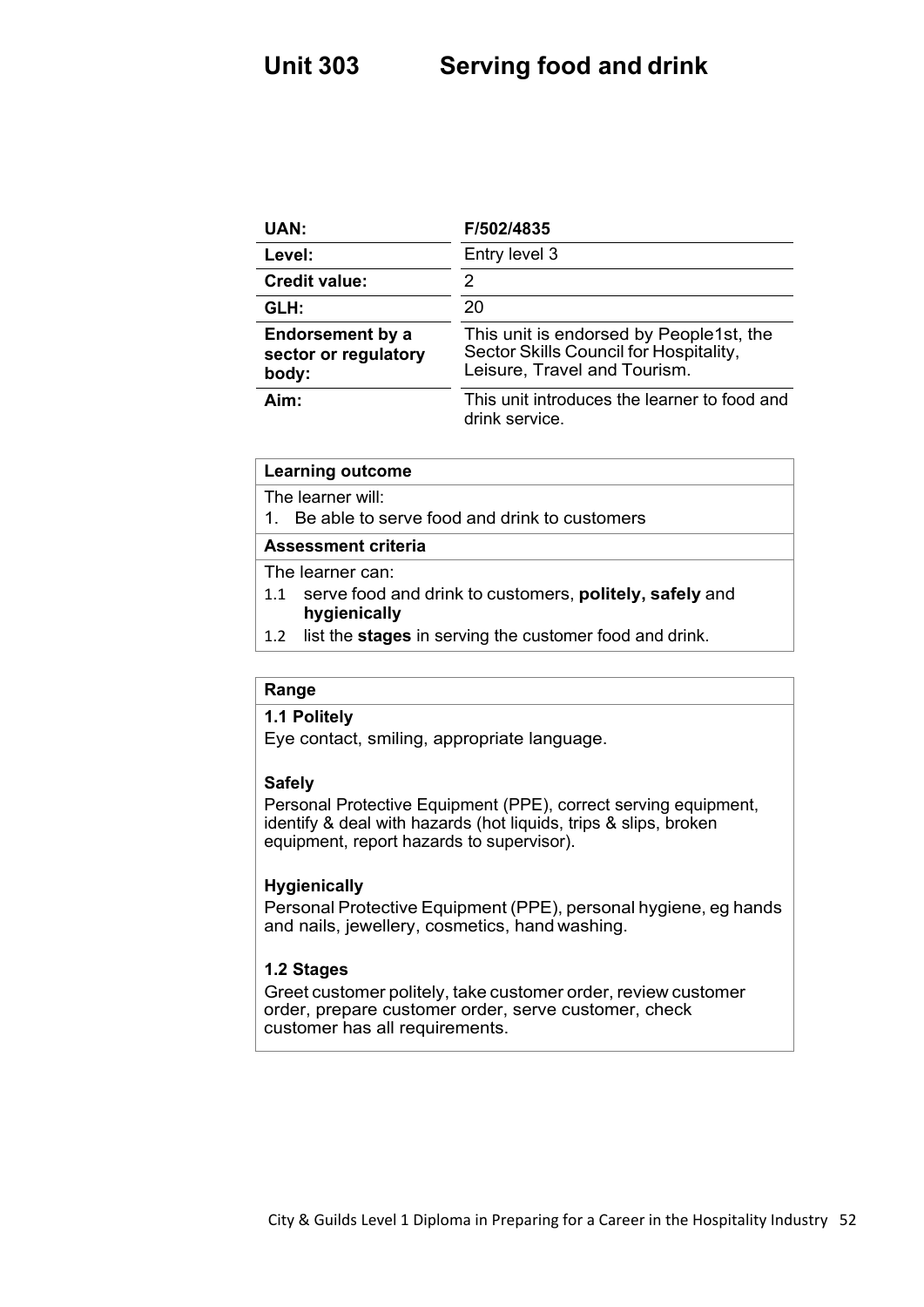# Unit 303 Serving food and drink

| UAN: | F/502/4835 |
|---|---|
| Level: | Entry level 3 |
| Credit value: | 2 |
| GLH: | 20 |
| Endorsement by a sector or regulatory body: | This unit is endorsed by People1st, the Sector Skills Council for Hospitality, Leisure, Travel and Tourism. |
| Aim: | This unit introduces the learner to food and drink service. |

**Learning outcome**

The learner will:

1. Be able to serve food and drink to customers

**Assessment criteria**

The learner can:

1.1 serve food and drink to customers, **politely, safely** and **hygienically**

1.2 list the **stages** in serving the customer food and drink.

**Range**

**1.1 Politely**

Eye contact, smiling, appropriate language.

**Safely**

Personal Protective Equipment (PPE), correct serving equipment, identify & deal with hazards (hot liquids, trips & slips, broken equipment, report hazards to supervisor).

**Hygienically**

Personal Protective Equipment (PPE), personal hygiene, eg hands and nails, jewellery, cosmetics, hand washing.

**1.2 Stages**

Greet customer politely, take customer order, review customer order, prepare customer order, serve customer, check customer has all requirements.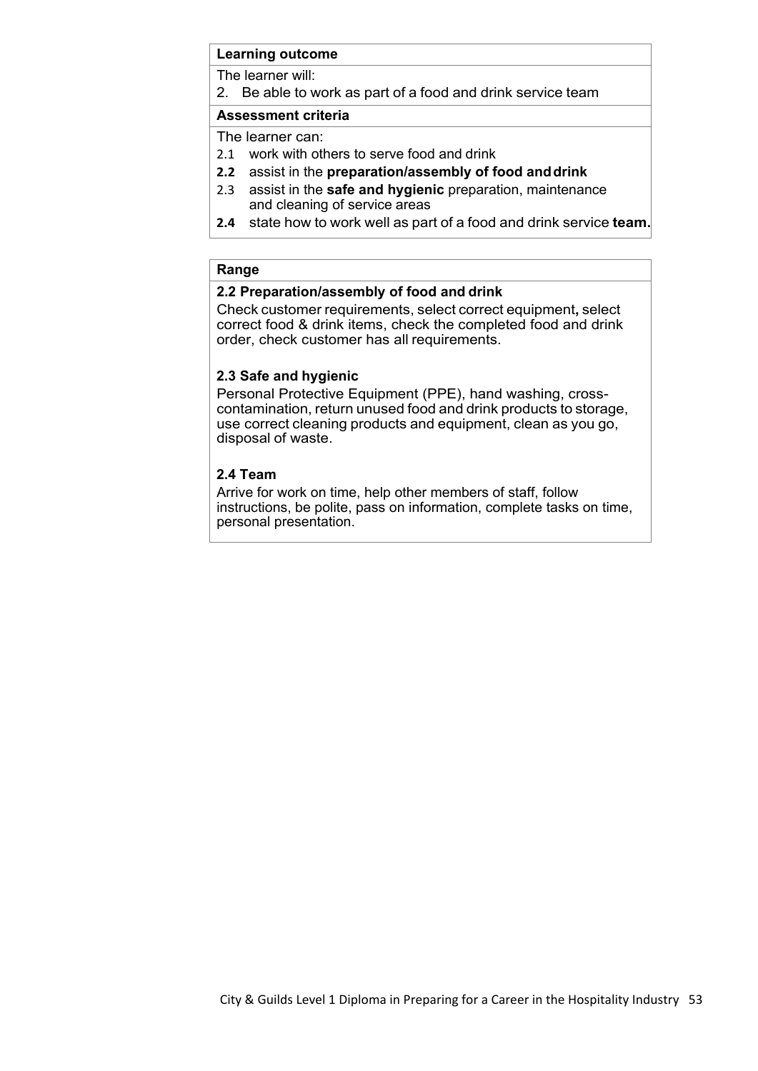**Learning outcome**

The learner will:

2. Be able to work as part of a food and drink service team

**Assessment criteria**

The learner can:

- 2.1 work with others to serve food and drink
- **2.2** assist in the **preparation/assembly of food and drink**
- 2.3 assist in the **safe and hygienic** preparation, maintenance and cleaning of service areas
- **2.4** state how to work well as part of a food and drink service **team.**

**Range**

**2.2 Preparation/assembly of food and drink**

Check customer requirements, select correct equipment**,** select correct food & drink items, check the completed food and drink order, check customer has all requirements.

**2.3 Safe and hygienic**

Personal Protective Equipment (PPE), hand washing, cross-contamination, return unused food and drink products to storage, use correct cleaning products and equipment, clean as you go, disposal of waste.

**2.4 Team**

Arrive for work on time, help other members of staff, follow instructions, be polite, pass on information, complete tasks on time, personal presentation.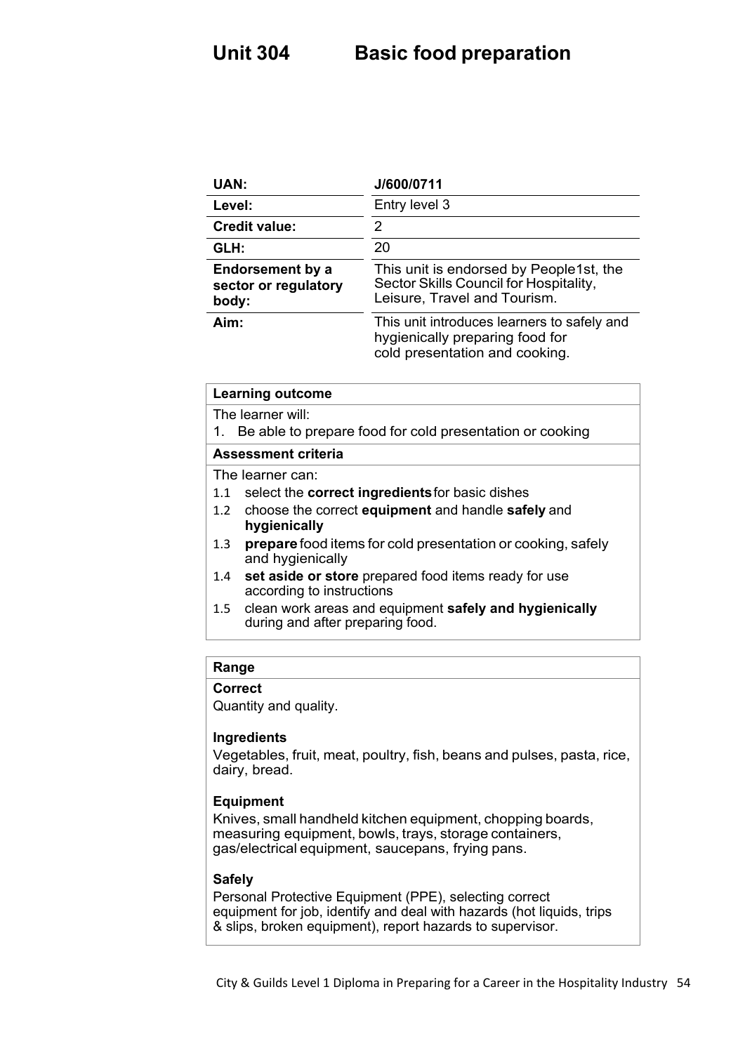# Unit 304 Basic food preparation

| UAN: | J/600/0711 |
| --- | --- |
| Level: | Entry level 3 |
| Credit value: | 2 |
| GLH: | 20 |
| Endorsement by a sector or regulatory body: | This unit is endorsed by People1st, the Sector Skills Council for Hospitality, Leisure, Travel and Tourism. |
| Aim: | This unit introduces learners to safely and hygienically preparing food for cold presentation and cooking. |

**Learning outcome**

The learner will:

1. Be able to prepare food for cold presentation or cooking

**Assessment criteria**

The learner can:

1.1 select the **correct ingredients** for basic dishes

1.2 choose the correct **equipment** and handle **safely** and **hygienically**

1.3 **prepare** food items for cold presentation or cooking, safely and hygienically

1.4 **set aside or store** prepared food items ready for use according to instructions

1.5 clean work areas and equipment **safely and hygienically** during and after preparing food.

**Range**

**Correct**

Quantity and quality.

**Ingredients**

Vegetables, fruit, meat, poultry, fish, beans and pulses, pasta, rice, dairy, bread.

**Equipment**

Knives, small handheld kitchen equipment, chopping boards, measuring equipment, bowls, trays, storage containers, gas/electrical equipment, saucepans, frying pans.

**Safely**

Personal Protective Equipment (PPE), selecting correct equipment for job, identify and deal with hazards (hot liquids, trips & slips, broken equipment), report hazards to supervisor.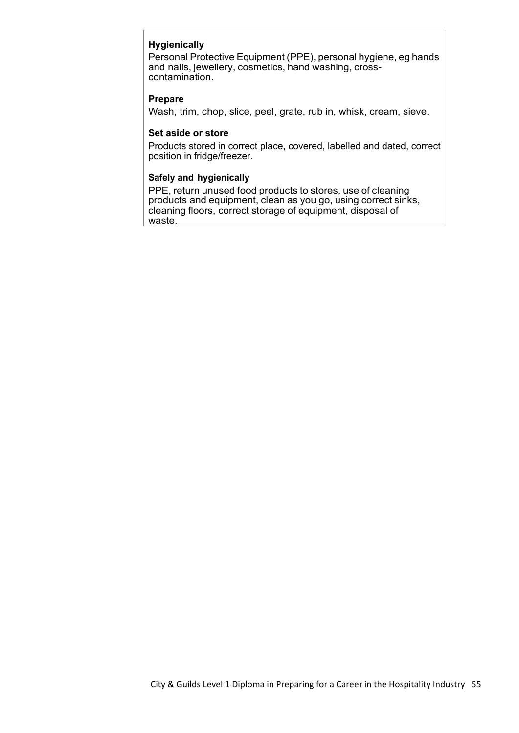**Hygienically**

Personal Protective Equipment (PPE), personal hygiene, eg hands and nails, jewellery, cosmetics, hand washing, cross-contamination.

**Prepare**

Wash, trim, chop, slice, peel, grate, rub in, whisk, cream, sieve.

**Set aside or store**

Products stored in correct place, covered, labelled and dated, correct position in fridge/freezer.

**Safely and hygienically**

PPE, return unused food products to stores, use of cleaning products and equipment, clean as you go, using correct sinks, cleaning floors, correct storage of equipment, disposal of waste.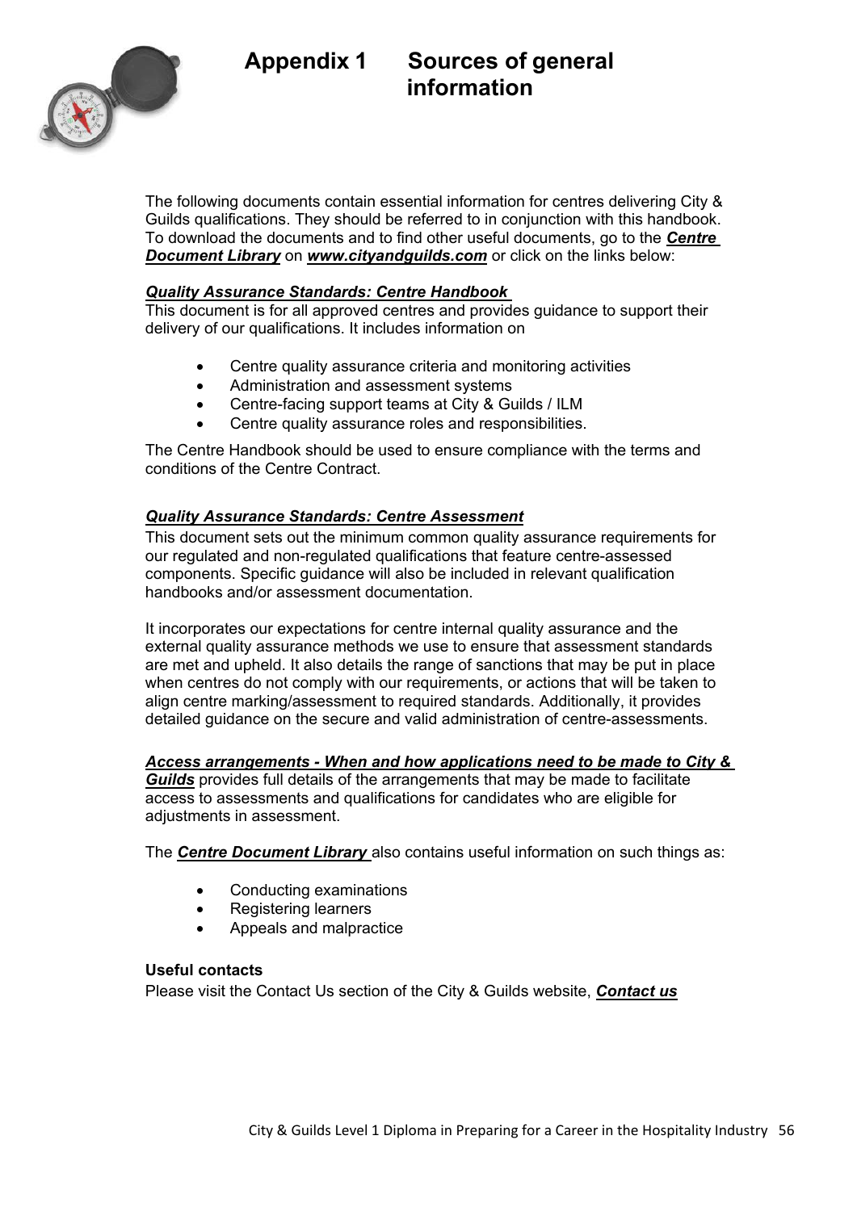# Appendix 1 Sources of general information

The following documents contain essential information for centres delivering City & Guilds qualifications. They should be referred to in conjunction with this handbook. To download the documents and to find other useful documents, go to the ***Centre Document Library*** on ***www.cityandguilds.com*** or click on the links below:

***Quality Assurance Standards: Centre Handbook***
This document is for all approved centres and provides guidance to support their delivery of our qualifications. It includes information on

- Centre quality assurance criteria and monitoring activities
- Administration and assessment systems
- Centre-facing support teams at City & Guilds / ILM
- Centre quality assurance roles and responsibilities.

The Centre Handbook should be used to ensure compliance with the terms and conditions of the Centre Contract.

***Quality Assurance Standards: Centre Assessment***
This document sets out the minimum common quality assurance requirements for our regulated and non-regulated qualifications that feature centre-assessed components. Specific guidance will also be included in relevant qualification handbooks and/or assessment documentation.

It incorporates our expectations for centre internal quality assurance and the external quality assurance methods we use to ensure that assessment standards are met and upheld. It also details the range of sanctions that may be put in place when centres do not comply with our requirements, or actions that will be taken to align centre marking/assessment to required standards. Additionally, it provides detailed guidance on the secure and valid administration of centre-assessments.

***Access arrangements - When and how applications need to be made to City & Guilds*** provides full details of the arrangements that may be made to facilitate access to assessments and qualifications for candidates who are eligible for adjustments in assessment.

The ***Centre Document Library*** also contains useful information on such things as:

- Conducting examinations
- Registering learners
- Appeals and malpractice

**Useful contacts**
Please visit the Contact Us section of the City & Guilds website, ***Contact us***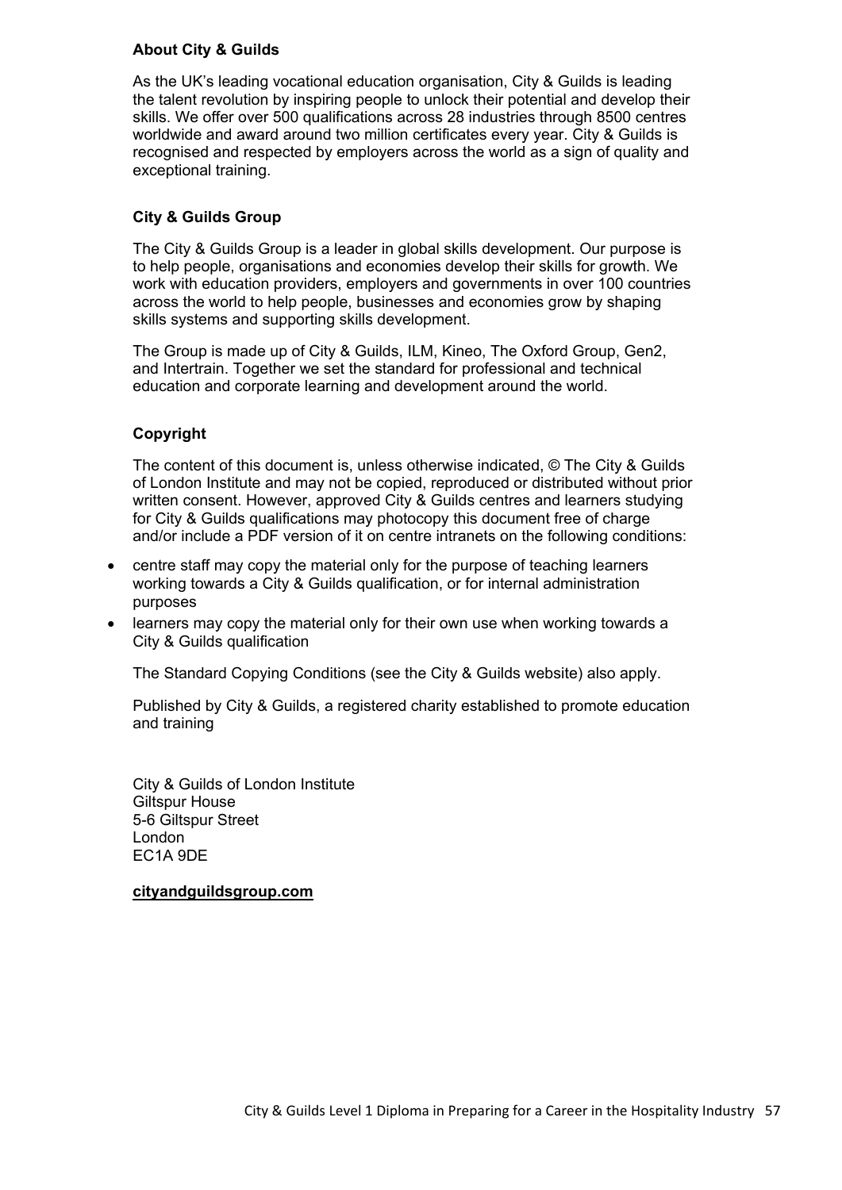## About City & Guilds

As the UK's leading vocational education organisation, City & Guilds is leading the talent revolution by inspiring people to unlock their potential and develop their skills. We offer over 500 qualifications across 28 industries through 8500 centres worldwide and award around two million certificates every year. City & Guilds is recognised and respected by employers across the world as a sign of quality and exceptional training.

## City & Guilds Group

The City & Guilds Group is a leader in global skills development. Our purpose is to help people, organisations and economies develop their skills for growth. We work with education providers, employers and governments in over 100 countries across the world to help people, businesses and economies grow by shaping skills systems and supporting skills development.

The Group is made up of City & Guilds, ILM, Kineo, The Oxford Group, Gen2, and Intertrain. Together we set the standard for professional and technical education and corporate learning and development around the world.

## Copyright

The content of this document is, unless otherwise indicated, © The City & Guilds of London Institute and may not be copied, reproduced or distributed without prior written consent. However, approved City & Guilds centres and learners studying for City & Guilds qualifications may photocopy this document free of charge and/or include a PDF version of it on centre intranets on the following conditions:

- centre staff may copy the material only for the purpose of teaching learners working towards a City & Guilds qualification, or for internal administration purposes
- learners may copy the material only for their own use when working towards a City & Guilds qualification

The Standard Copying Conditions (see the City & Guilds website) also apply.

Published by City & Guilds, a registered charity established to promote education and training

City & Guilds of London Institute
Giltspur House
5-6 Giltspur Street
London
EC1A 9DE

**cityandguildsgroup.com**